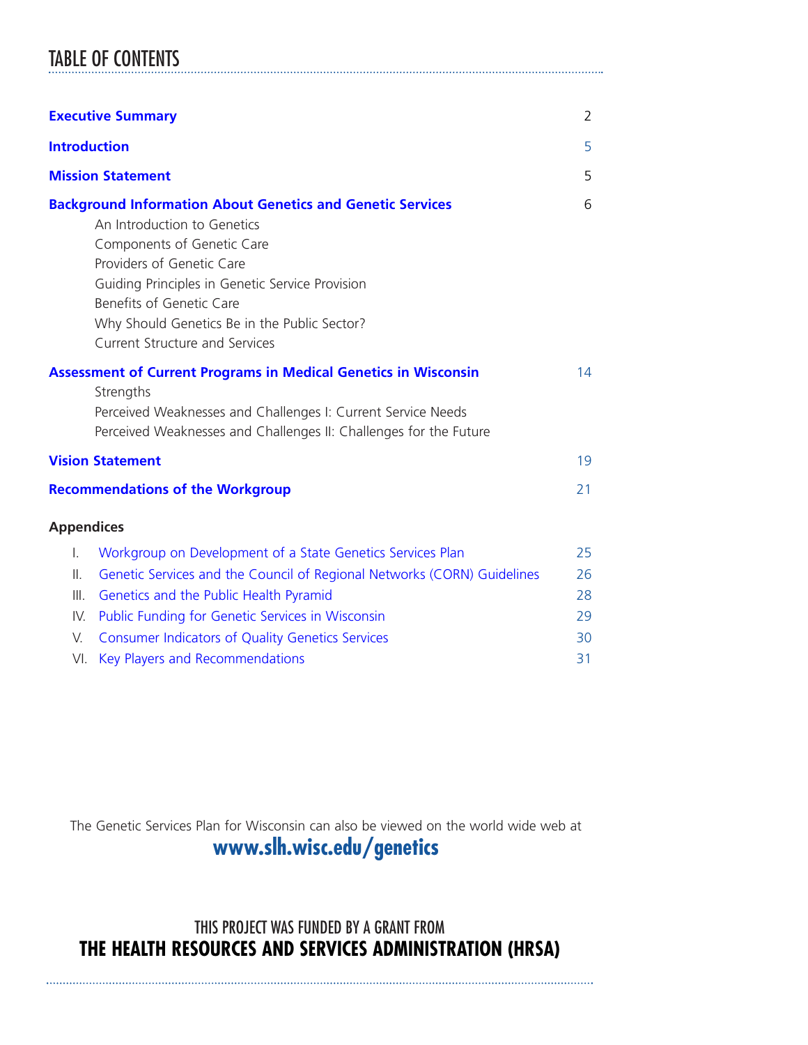# TABLE OF CONTENTS

| | |
|---|---|
| **Executive Summary** | 2 |
| **Introduction** | 5 |
| **Mission Statement** | 5 |
| **Background Information About Genetics and Genetic Services** | 6 |
| An Introduction to Genetics | |
| Components of Genetic Care | |
| Providers of Genetic Care | |
| Guiding Principles in Genetic Service Provision | |
| Benefits of Genetic Care | |
| Why Should Genetics Be in the Public Sector? | |
| Current Structure and Services | |
| **Assessment of Current Programs in Medical Genetics in Wisconsin** | 14 |
| Strengths | |
| Perceived Weaknesses and Challenges I: Current Service Needs | |
| Perceived Weaknesses and Challenges II: Challenges for the Future | |
| **Vision Statement** | 19 |
| **Recommendations of the Workgroup** | 21 |

**Appendices**

| | | |
|---|---|---|
| I. | Workgroup on Development of a State Genetics Services Plan | 25 |
| II. | Genetic Services and the Council of Regional Networks (CORN) Guidelines | 26 |
| III. | Genetics and the Public Health Pyramid | 28 |
| IV. | Public Funding for Genetic Services in Wisconsin | 29 |
| V. | Consumer Indicators of Quality Genetics Services | 30 |
| VI. | Key Players and Recommendations | 31 |

The Genetic Services Plan for Wisconsin can also be viewed on the world wide web at

**www.slh.wisc.edu/genetics**

THIS PROJECT WAS FUNDED BY A GRANT FROM

**THE HEALTH RESOURCES AND SERVICES ADMINISTRATION (HRSA)**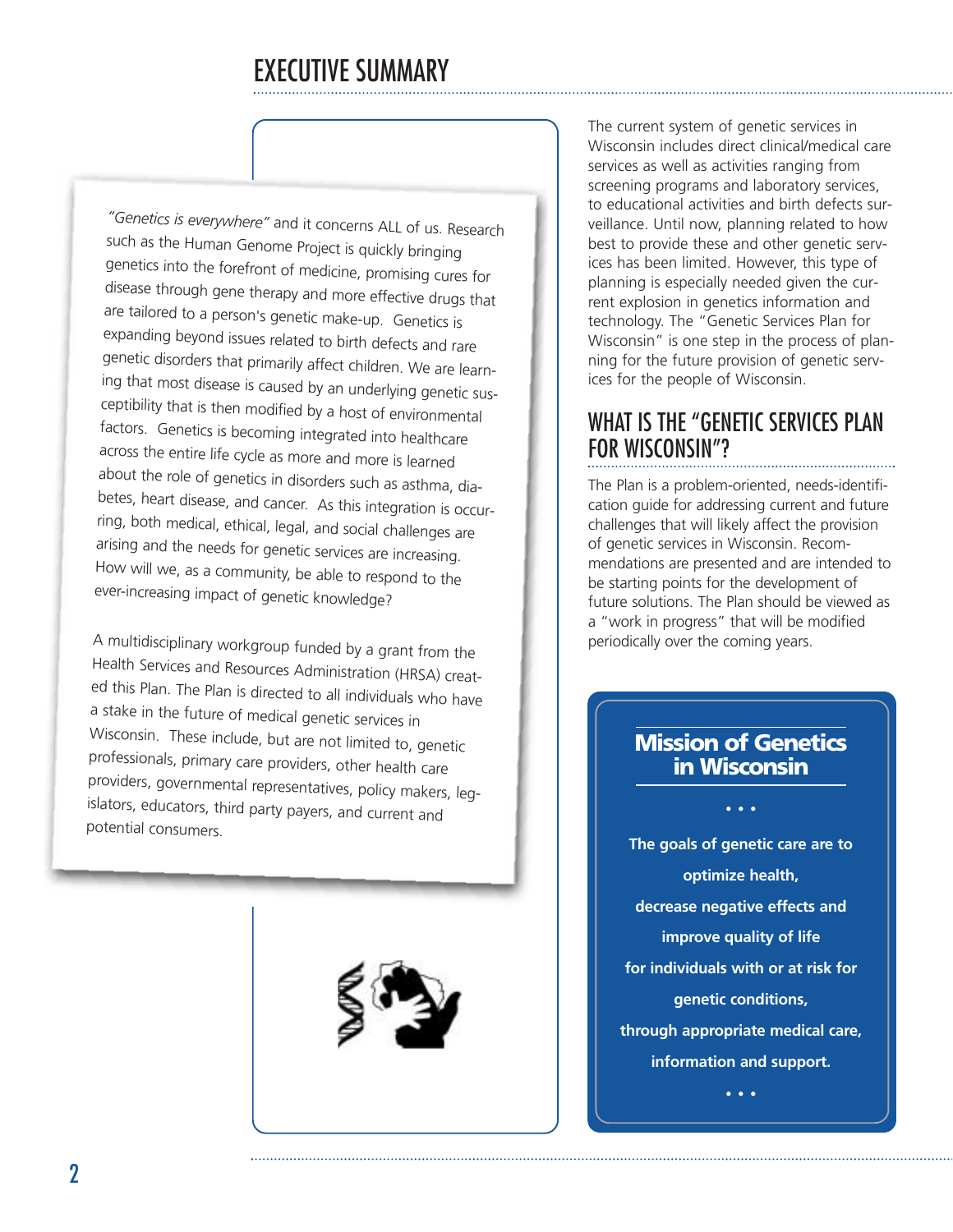# EXECUTIVE SUMMARY

*"Genetics is everywhere"* and it concerns ALL of us. Research such as the Human Genome Project is quickly bringing genetics into the forefront of medicine, promising cures for disease through gene therapy and more effective drugs that are tailored to a person's genetic make-up. Genetics is expanding beyond issues related to birth defects and rare genetic disorders that primarily affect children. We are learning that most disease is caused by an underlying genetic susceptibility that is then modified by a host of environmental factors. Genetics is becoming integrated into healthcare across the entire life cycle as more and more is learned about the role of genetics in disorders such as asthma, diabetes, heart disease, and cancer. As this integration is occurring, both medical, ethical, legal, and social challenges are arising and the needs for genetic services are increasing. How will we, as a community, be able to respond to the ever-increasing impact of genetic knowledge?

A multidisciplinary workgroup funded by a grant from the Health Services and Resources Administration (HRSA) created this Plan. The Plan is directed to all individuals who have a stake in the future of medical genetic services in Wisconsin. These include, but are not limited to, genetic professionals, primary care providers, other health care providers, governmental representatives, policy makers, legislators, educators, third party payers, and current and potential consumers.

The current system of genetic services in Wisconsin includes direct clinical/medical care services as well as activities ranging from screening programs and laboratory services, to educational activities and birth defects surveillance. Until now, planning related to how best to provide these and other genetic services has been limited. However, this type of planning is especially needed given the current explosion in genetics information and technology. The "Genetic Services Plan for Wisconsin" is one step in the process of planning for the future provision of genetic services for the people of Wisconsin.

## WHAT IS THE "GENETIC SERVICES PLAN FOR WISCONSIN"?

The Plan is a problem-oriented, needs-identification guide for addressing current and future challenges that will likely affect the provision of genetic services in Wisconsin. Recommendations are presented and are intended to be starting points for the development of future solutions. The Plan should be viewed as a "work in progress" that will be modified periodically over the coming years.

### Mission of Genetics in Wisconsin

• • •

**The goals of genetic care are to optimize health, decrease negative effects and improve quality of life for individuals with or at risk for genetic conditions, through appropriate medical care, information and support.**

• • •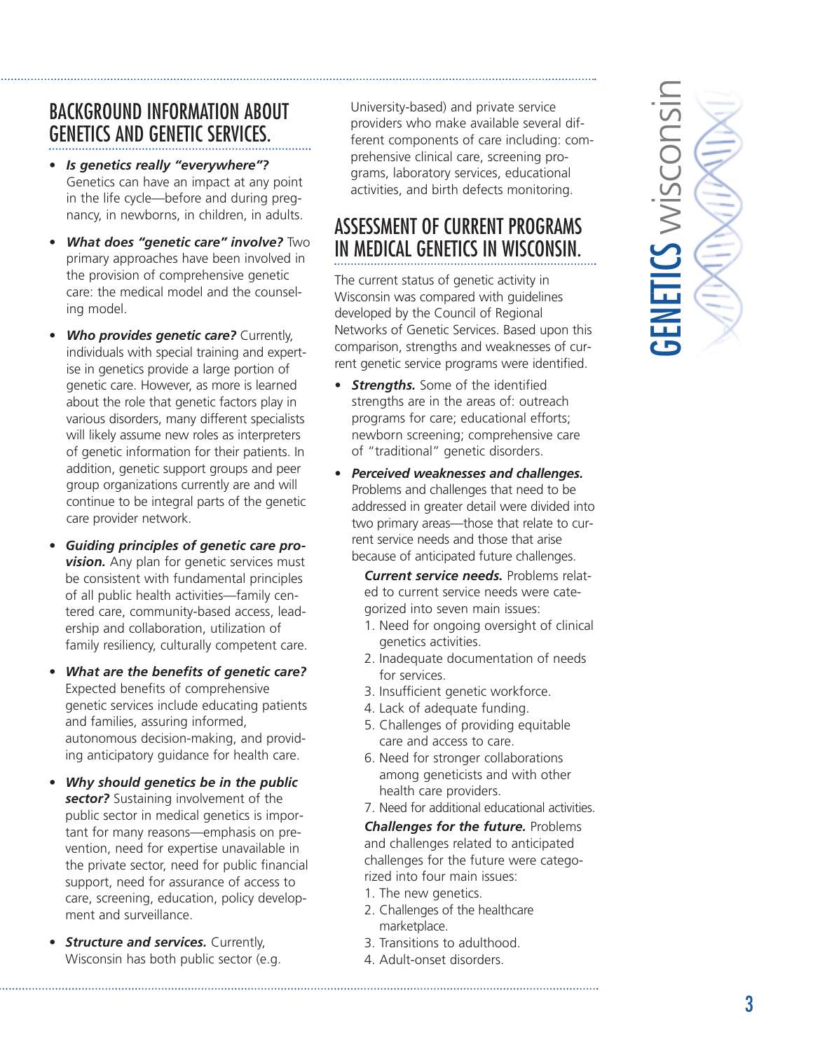## BACKGROUND INFORMATION ABOUT GENETICS AND GENETIC SERVICES.

- ***Is genetics really "everywhere"?*** Genetics can have an impact at any point in the life cycle—before and during pregnancy, in newborns, in children, in adults.
- ***What does "genetic care" involve?*** Two primary approaches have been involved in the provision of comprehensive genetic care: the medical model and the counseling model.
- ***Who provides genetic care?*** Currently, individuals with special training and expertise in genetics provide a large portion of genetic care. However, as more is learned about the role that genetic factors play in various disorders, many different specialists will likely assume new roles as interpreters of genetic information for their patients. In addition, genetic support groups and peer group organizations currently are and will continue to be integral parts of the genetic care provider network.
- ***Guiding principles of genetic care provision.*** Any plan for genetic services must be consistent with fundamental principles of all public health activities—family centered care, community-based access, leadership and collaboration, utilization of family resiliency, culturally competent care.
- ***What are the benefits of genetic care?*** Expected benefits of comprehensive genetic services include educating patients and families, assuring informed, autonomous decision-making, and providing anticipatory guidance for health care.
- ***Why should genetics be in the public sector?*** Sustaining involvement of the public sector in medical genetics is important for many reasons—emphasis on prevention, need for expertise unavailable in the private sector, need for public financial support, need for assurance of access to care, screening, education, policy development and surveillance.
- ***Structure and services.*** Currently, Wisconsin has both public sector (e.g. University-based) and private service providers who make available several different components of care including: comprehensive clinical care, screening programs, laboratory services, educational activities, and birth defects monitoring.

## ASSESSMENT OF CURRENT PROGRAMS IN MEDICAL GENETICS IN WISCONSIN.

The current status of genetic activity in Wisconsin was compared with guidelines developed by the Council of Regional Networks of Genetic Services. Based upon this comparison, strengths and weaknesses of current genetic service programs were identified.

- ***Strengths.*** Some of the identified strengths are in the areas of: outreach programs for care; educational efforts; newborn screening; comprehensive care of "traditional" genetic disorders.
- ***Perceived weaknesses and challenges.*** Problems and challenges that need to be addressed in greater detail were divided into two primary areas—those that relate to current service needs and those that arise because of anticipated future challenges.

  ***Current service needs.*** Problems related to current service needs were categorized into seven main issues:
  1. Need for ongoing oversight of clinical genetics activities.
  2. Inadequate documentation of needs for services.
  3. Insufficient genetic workforce.
  4. Lack of adequate funding.
  5. Challenges of providing equitable care and access to care.
  6. Need for stronger collaborations among geneticists and with other health care providers.
  7. Need for additional educational activities.

  ***Challenges for the future.*** Problems and challenges related to anticipated challenges for the future were categorized into four main issues:
  1. The new genetics.
  2. Challenges of the healthcare marketplace.
  3. Transitions to adulthood.
  4. Adult-onset disorders.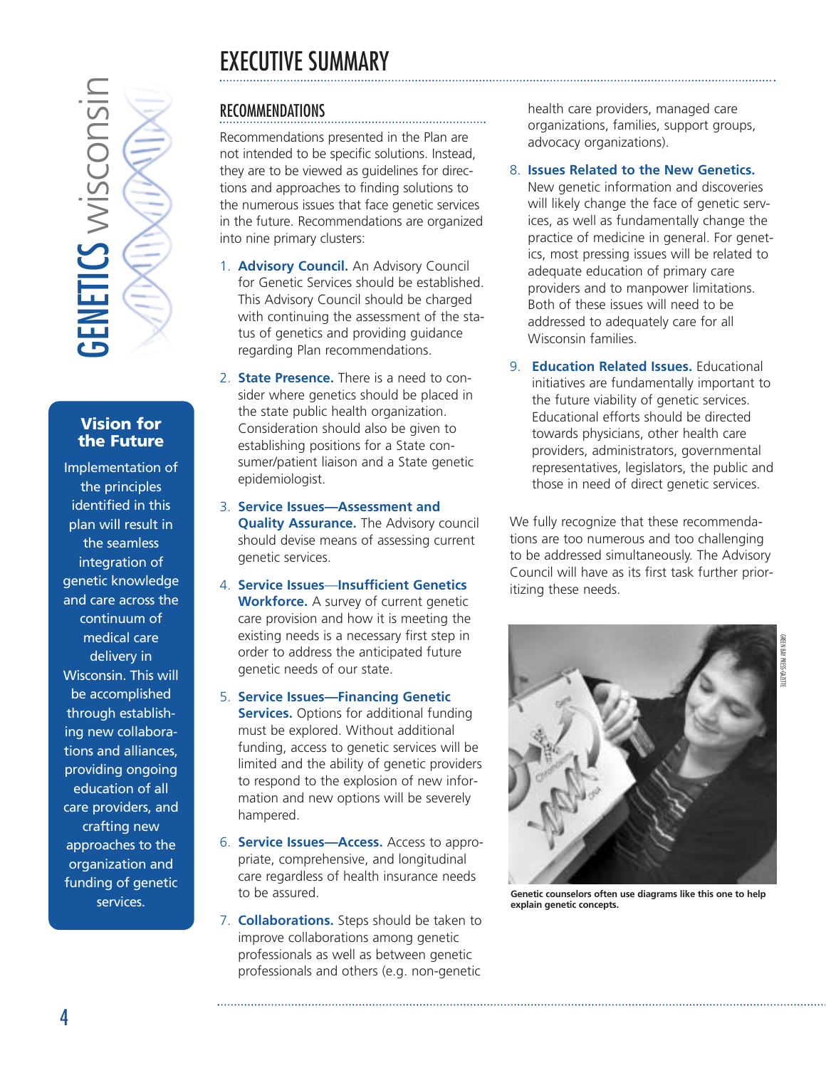# EXECUTIVE SUMMARY

## RECOMMENDATIONS

Recommendations presented in the Plan are not intended to be specific solutions. Instead, they are to be viewed as guidelines for directions and approaches to finding solutions to the numerous issues that face genetic services in the future. Recommendations are organized into nine primary clusters:

1. **Advisory Council.** An Advisory Council for Genetic Services should be established. This Advisory Council should be charged with continuing the assessment of the status of genetics and providing guidance regarding Plan recommendations.

2. **State Presence.** There is a need to consider where genetics should be placed in the state public health organization. Consideration should also be given to establishing positions for a State consumer/patient liaison and a State genetic epidemiologist.

3. **Service Issues—Assessment and Quality Assurance.** The Advisory council should devise means of assessing current genetic services.

4. **Service Issues—Insufficient Genetics Workforce.** A survey of current genetic care provision and how it is meeting the existing needs is a necessary first step in order to address the anticipated future genetic needs of our state.

5. **Service Issues—Financing Genetic Services.** Options for additional funding must be explored. Without additional funding, access to genetic services will be limited and the ability of genetic providers to respond to the explosion of new information and new options will be severely hampered.

6. **Service Issues—Access.** Access to appropriate, comprehensive, and longitudinal care regardless of health insurance needs to be assured.

7. **Collaborations.** Steps should be taken to improve collaborations among genetic professionals as well as between genetic professionals and others (e.g. non-genetic health care providers, managed care organizations, families, support groups, advocacy organizations).

8. **Issues Related to the New Genetics.** New genetic information and discoveries will likely change the face of genetic services, as well as fundamentally change the practice of medicine in general. For genetics, most pressing issues will be related to adequate education of primary care providers and to manpower limitations. Both of these issues will need to be addressed to adequately care for all Wisconsin families.

9. **Education Related Issues.** Educational initiatives are fundamentally important to the future viability of genetic services. Educational efforts should be directed towards physicians, other health care providers, administrators, governmental representatives, legislators, the public and those in need of direct genetic services.

We fully recognize that these recommendations are too numerous and too challenging to be addressed simultaneously. The Advisory Council will have as its first task further prioritizing these needs.

GREEN BAY PRESS-GAZETTE

**Genetic counselors often use diagrams like this one to help explain genetic concepts.**

### Vision for the Future

Implementation of the principles identified in this plan will result in the seamless integration of genetic knowledge and care across the continuum of medical care delivery in Wisconsin. This will be accomplished through establishing new collaborations and alliances, providing ongoing education of all care providers, and crafting new approaches to the organization and funding of genetic services.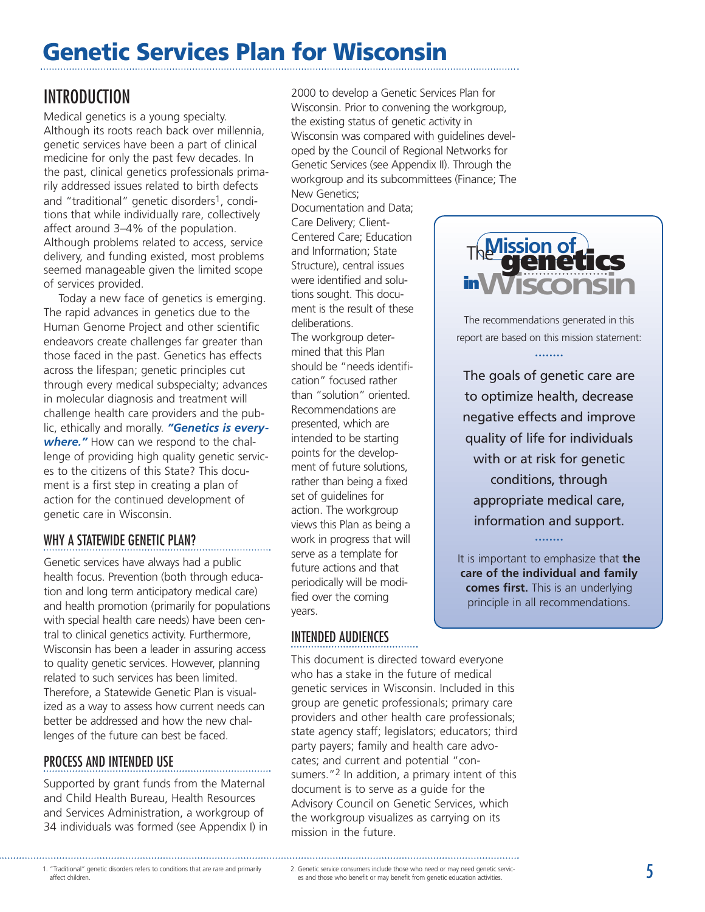# Genetic Services Plan for Wisconsin

## INTRODUCTION

Medical genetics is a young specialty. Although its roots reach back over millennia, genetic services have been a part of clinical medicine for only the past few decades. In the past, clinical genetics professionals primarily addressed issues related to birth defects and "traditional" genetic disorders[1], conditions that while individually rare, collectively affect around 3–4% of the population. Although problems related to access, service delivery, and funding existed, most problems seemed manageable given the limited scope of services provided.

Today a new face of genetics is emerging. The rapid advances in genetics due to the Human Genome Project and other scientific endeavors create challenges far greater than those faced in the past. Genetics has effects across the lifespan; genetic principles cut through every medical subspecialty; advances in molecular diagnosis and treatment will challenge health care providers and the public, ethically and morally. ***"Genetics is everywhere."*** How can we respond to the challenge of providing high quality genetic services to the citizens of this State? This document is a first step in creating a plan of action for the continued development of genetic care in Wisconsin.

### WHY A STATEWIDE GENETIC PLAN?

Genetic services have always had a public health focus. Prevention (both through education and long term anticipatory medical care) and health promotion (primarily for populations with special health care needs) have been central to clinical genetics activity. Furthermore, Wisconsin has been a leader in assuring access to quality genetic services. However, planning related to such services has been limited. Therefore, a Statewide Genetic Plan is visualized as a way to assess how current needs can better be addressed and how the new challenges of the future can best be faced.

### PROCESS AND INTENDED USE

Supported by grant funds from the Maternal and Child Health Bureau, Health Resources and Services Administration, a workgroup of 34 individuals was formed (see Appendix I) in 2000 to develop a Genetic Services Plan for Wisconsin. Prior to convening the workgroup, the existing status of genetic activity in Wisconsin was compared with guidelines developed by the Council of Regional Networks for Genetic Services (see Appendix II). Through the workgroup and its subcommittees (Finance; The New Genetics; Documentation and Data; Care Delivery; Client-Centered Care; Education and Information; State Structure), central issues were identified and solutions sought. This document is the result of these deliberations.

The workgroup determined that this Plan should be "needs identification" focused rather than "solution" oriented. Recommendations are presented, which are intended to be starting points for the development of future solutions, rather than being a fixed set of guidelines for action. The workgroup views this Plan as being a work in progress that will serve as a template for future actions and that periodically will be modified over the coming years.

### INTENDED AUDIENCES

This document is directed toward everyone who has a stake in the future of medical genetic services in Wisconsin. Included in this group are genetic professionals; primary care providers and other health care professionals; state agency staff; legislators; educators; third party payers; family and health care advocates; and current and potential "consumers."[2] In addition, a primary intent of this document is to serve as a guide for the Advisory Council on Genetic Services, which the workgroup visualizes as carrying on its mission in the future.

> **The Mission of genetics in Wisconsin**
>
> The recommendations generated in this report are based on this mission statement:
>
> The goals of genetic care are to optimize health, decrease negative effects and improve quality of life for individuals with or at risk for genetic conditions, through appropriate medical care, information and support.
>
> It is important to emphasize that **the care of the individual and family comes first.** This is an underlying principle in all recommendations.

---

1. "Traditional" genetic disorders refers to conditions that are rare and primarily affect children.

2. Genetic service consumers include those who need or may need genetic services and those who benefit or may benefit from genetic education activities.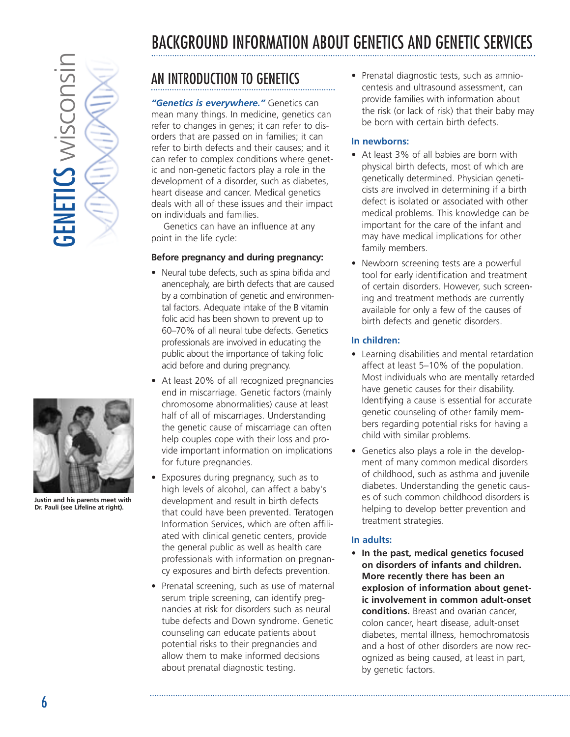# BACKGROUND INFORMATION ABOUT GENETICS AND GENETIC SERVICES

## AN INTRODUCTION TO GENETICS

***"Genetics is everywhere."*** Genetics can mean many things. In medicine, genetics can refer to changes in genes; it can refer to disorders that are passed on in families; it can refer to birth defects and their causes; and it can refer to complex conditions where genetic and non-genetic factors play a role in the development of a disorder, such as diabetes, heart disease and cancer. Medical genetics deals with all of these issues and their impact on individuals and families.

Genetics can have an influence at any point in the life cycle:

**Before pregnancy and during pregnancy:**

- Neural tube defects, such as spina bifida and anencephaly, are birth defects that are caused by a combination of genetic and environmental factors. Adequate intake of the B vitamin folic acid has been shown to prevent up to 60–70% of all neural tube defects. Genetics professionals are involved in educating the public about the importance of taking folic acid before and during pregnancy.
- At least 20% of all recognized pregnancies end in miscarriage. Genetic factors (mainly chromosome abnormalities) cause at least half of all of miscarriages. Understanding the genetic cause of miscarriage can often help couples cope with their loss and provide important information on implications for future pregnancies.
- Exposures during pregnancy, such as to high levels of alcohol, can affect a baby's development and result in birth defects that could have been prevented. Teratogen Information Services, which are often affiliated with clinical genetic centers, provide the general public as well as health care professionals with information on pregnancy exposures and birth defects prevention.
- Prenatal screening, such as use of maternal serum triple screening, can identify pregnancies at risk for disorders such as neural tube defects and Down syndrome. Genetic counseling can educate patients about potential risks to their pregnancies and allow them to make informed decisions about prenatal diagnostic testing.
- Prenatal diagnostic tests, such as amniocentesis and ultrasound assessment, can provide families with information about the risk (or lack of risk) that their baby may be born with certain birth defects.

**In newborns:**

- At least 3% of all babies are born with physical birth defects, most of which are genetically determined. Physician geneticists are involved in determining if a birth defect is isolated or associated with other medical problems. This knowledge can be important for the care of the infant and may have medical implications for other family members.
- Newborn screening tests are a powerful tool for early identification and treatment of certain disorders. However, such screening and treatment methods are currently available for only a few of the causes of birth defects and genetic disorders.

**In children:**

- Learning disabilities and mental retardation affect at least 5–10% of the population. Most individuals who are mentally retarded have genetic causes for their disability. Identifying a cause is essential for accurate genetic counseling of other family members regarding potential risks for having a child with similar problems.
- Genetics also plays a role in the development of many common medical disorders of childhood, such as asthma and juvenile diabetes. Understanding the genetic causes of such common childhood disorders is helping to develop better prevention and treatment strategies.

**In adults:**

- **In the past, medical genetics focused on disorders of infants and children. More recently there has been an explosion of information about genetic involvement in common adult-onset conditions.** Breast and ovarian cancer, colon cancer, heart disease, adult-onset diabetes, mental illness, hemochromatosis and a host of other disorders are now recognized as being caused, at least in part, by genetic factors.

Justin and his parents meet with Dr. Pauli (see Lifeline at right).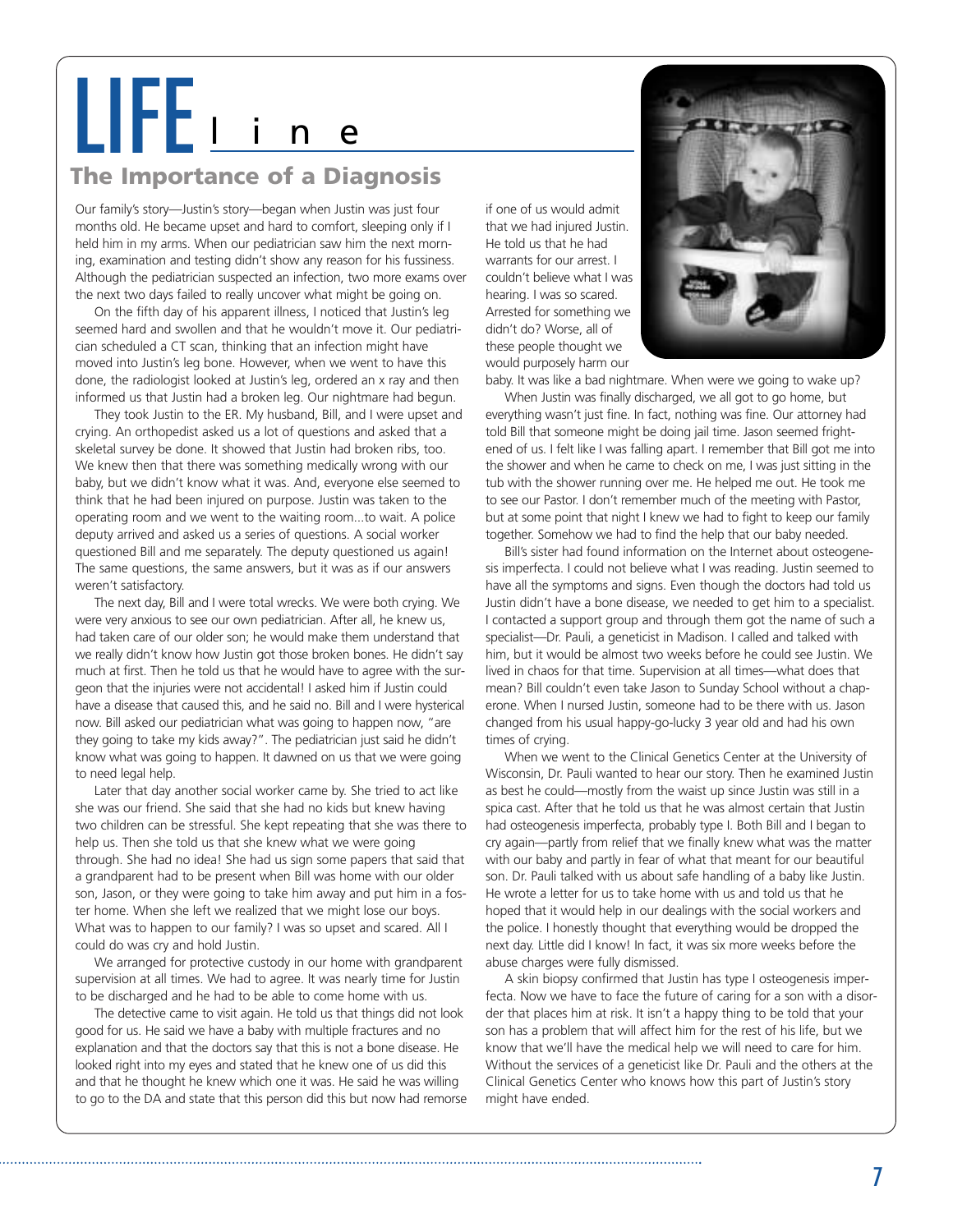# LIFE line

## The Importance of a Diagnosis

Our family's story—Justin's story—began when Justin was just four months old. He became upset and hard to comfort, sleeping only if I held him in my arms. When our pediatrician saw him the next morning, examination and testing didn't show any reason for his fussiness. Although the pediatrician suspected an infection, two more exams over the next two days failed to really uncover what might be going on.

On the fifth day of his apparent illness, I noticed that Justin's leg seemed hard and swollen and that he wouldn't move it. Our pediatrician scheduled a CT scan, thinking that an infection might have moved into Justin's leg bone. However, when we went to have this done, the radiologist looked at Justin's leg, ordered an x ray and then informed us that Justin had a broken leg. Our nightmare had begun.

They took Justin to the ER. My husband, Bill, and I were upset and crying. An orthopedist asked us a lot of questions and asked that a skeletal survey be done. It showed that Justin had broken ribs, too. We knew then that there was something medically wrong with our baby, but we didn't know what it was. And, everyone else seemed to think that he had been injured on purpose. Justin was taken to the operating room and we went to the waiting room...to wait. A police deputy arrived and asked us a series of questions. A social worker questioned Bill and me separately. The deputy questioned us again! The same questions, the same answers, but it was as if our answers weren't satisfactory.

The next day, Bill and I were total wrecks. We were both crying. We were very anxious to see our own pediatrician. After all, he knew us, had taken care of our older son; he would make them understand that we really didn't know how Justin got those broken bones. He didn't say much at first. Then he told us that he would have to agree with the surgeon that the injuries were not accidental! I asked him if Justin could have a disease that caused this, and he said no. Bill and I were hysterical now. Bill asked our pediatrician what was going to happen now, "are they going to take my kids away?". The pediatrician just said he didn't know what was going to happen. It dawned on us that we were going to need legal help.

Later that day another social worker came by. She tried to act like she was our friend. She said that she had no kids but knew having two children can be stressful. She kept repeating that she was there to help us. Then she told us that she knew what we were going through. She had no idea! She had us sign some papers that said that a grandparent had to be present when Bill was home with our older son, Jason, or they were going to take him away and put him in a foster home. When she left we realized that we might lose our boys. What was to happen to our family? I was so upset and scared. All I could do was cry and hold Justin.

We arranged for protective custody in our home with grandparent supervision at all times. We had to agree. It was nearly time for Justin to be discharged and he had to be able to come home with us.

The detective came to visit again. He told us that things did not look good for us. He said we have a baby with multiple fractures and no explanation and that the doctors say that this is not a bone disease. He looked right into my eyes and stated that he knew one of us did this and that he thought he knew which one it was. He said he was willing to go to the DA and state that this person did this but now had remorse if one of us would admit that we had injured Justin. He told us that he had warrants for our arrest. I couldn't believe what I was hearing. I was so scared. Arrested for something we didn't do? Worse, all of these people thought we would purposely harm our baby. It was like a bad nightmare. When were we going to wake up?

When Justin was finally discharged, we all got to go home, but everything wasn't just fine. In fact, nothing was fine. Our attorney had told Bill that someone might be doing jail time. Jason seemed frightened of us. I felt like I was falling apart. I remember that Bill got me into the shower and when he came to check on me, I was just sitting in the tub with the shower running over me. He helped me out. He took me to see our Pastor. I don't remember much of the meeting with Pastor, but at some point that night I knew we had to fight to keep our family together. Somehow we had to find the help that our baby needed.

Bill's sister had found information on the Internet about osteogenesis imperfecta. I could not believe what I was reading. Justin seemed to have all the symptoms and signs. Even though the doctors had told us Justin didn't have a bone disease, we needed to get him to a specialist. I contacted a support group and through them got the name of such a specialist—Dr. Pauli, a geneticist in Madison. I called and talked with him, but it would be almost two weeks before he could see Justin. We lived in chaos for that time. Supervision at all times—what does that mean? Bill couldn't even take Jason to Sunday School without a chaperone. When I nursed Justin, someone had to be there with us. Jason changed from his usual happy-go-lucky 3 year old and had his own times of crying.

When we went to the Clinical Genetics Center at the University of Wisconsin, Dr. Pauli wanted to hear our story. Then he examined Justin as best he could—mostly from the waist up since Justin was still in a spica cast. After that he told us that he was almost certain that Justin had osteogenesis imperfecta, probably type I. Both Bill and I began to cry again—partly from relief that we finally knew what was the matter with our baby and partly in fear of what that meant for our beautiful son. Dr. Pauli talked with us about safe handling of a baby like Justin. He wrote a letter for us to take home with us and told us that he hoped that it would help in our dealings with the social workers and the police. I honestly thought that everything would be dropped the next day. Little did I know! In fact, it was six more weeks before the abuse charges were fully dismissed.

A skin biopsy confirmed that Justin has type I osteogenesis imperfecta. Now we have to face the future of caring for a son with a disorder that places him at risk. It isn't a happy thing to be told that your son has a problem that will affect him for the rest of his life, but we know that we'll have the medical help we will need to care for him. Without the services of a geneticist like Dr. Pauli and the others at the Clinical Genetics Center who knows how this part of Justin's story might have ended.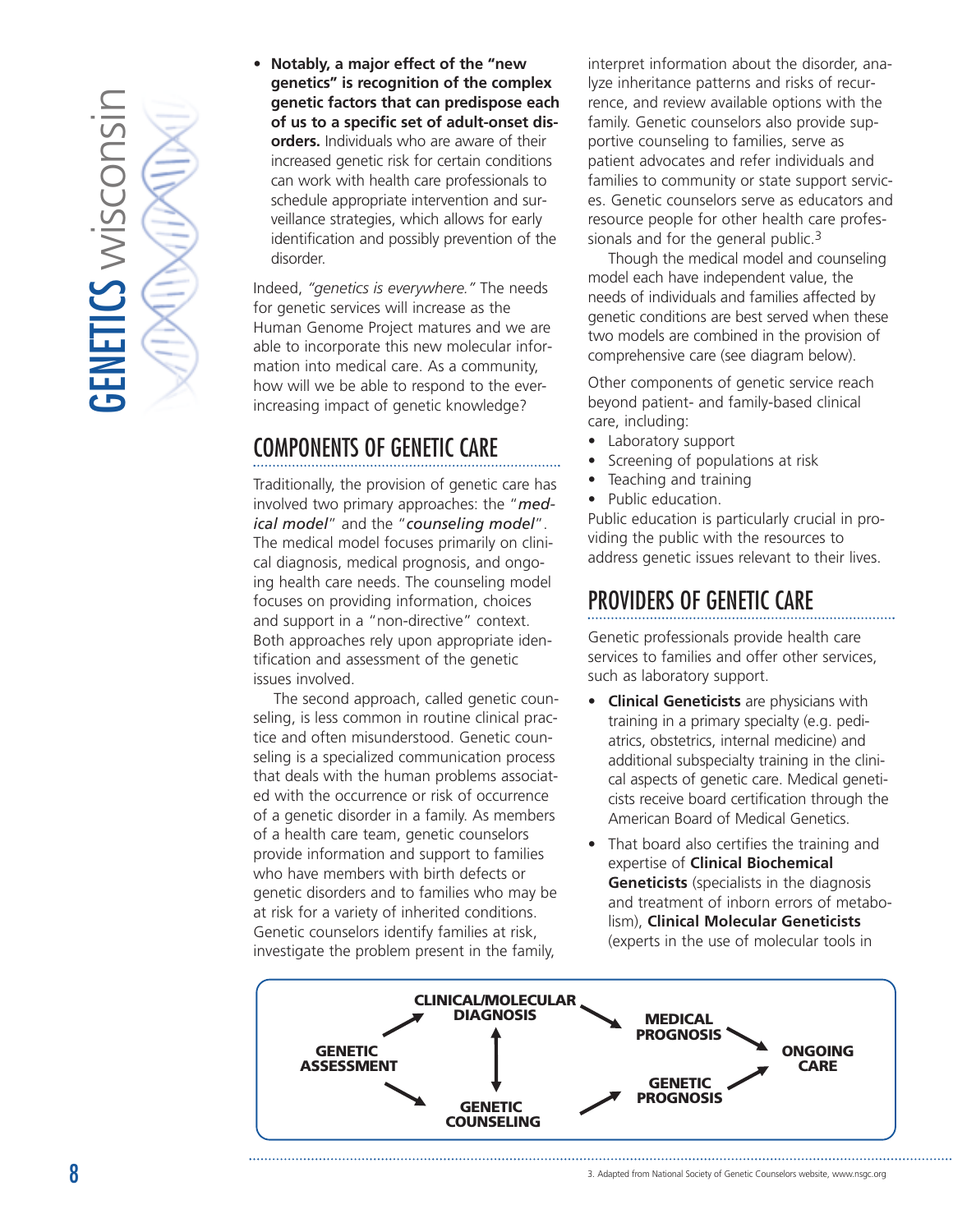- **Notably, a major effect of the "new genetics" is recognition of the complex genetic factors that can predispose each of us to a specific set of adult-onset disorders.** Individuals who are aware of their increased genetic risk for certain conditions can work with health care professionals to schedule appropriate intervention and surveillance strategies, which allows for early identification and possibly prevention of the disorder.

Indeed, *"genetics is everywhere."* The needs for genetic services will increase as the Human Genome Project matures and we are able to incorporate this new molecular information into medical care. As a community, how will we be able to respond to the ever-increasing impact of genetic knowledge?

## COMPONENTS OF GENETIC CARE

Traditionally, the provision of genetic care has involved two primary approaches: the "***medical model***" and the "***counseling model***". The medical model focuses primarily on clinical diagnosis, medical prognosis, and ongoing health care needs. The counseling model focuses on providing information, choices and support in a "non-directive" context. Both approaches rely upon appropriate identification and assessment of the genetic issues involved.

The second approach, called genetic counseling, is less common in routine clinical practice and often misunderstood. Genetic counseling is a specialized communication process that deals with the human problems associated with the occurrence or risk of occurrence of a genetic disorder in a family. As members of a health care team, genetic counselors provide information and support to families who have members with birth defects or genetic disorders and to families who may be at risk for a variety of inherited conditions. Genetic counselors identify families at risk, investigate the problem present in the family, interpret information about the disorder, analyze inheritance patterns and risks of recurrence, and review available options with the family. Genetic counselors also provide supportive counseling to families, serve as patient advocates and refer individuals and families to community or state support services. Genetic counselors serve as educators and resource people for other health care professionals and for the general public.[3]

Though the medical model and counseling model each have independent value, the needs of individuals and families affected by genetic conditions are best served when these two models are combined in the provision of comprehensive care (see diagram below).

Other components of genetic service reach beyond patient- and family-based clinical care, including:

- Laboratory support
- Screening of populations at risk
- Teaching and training
- Public education.

Public education is particularly crucial in providing the public with the resources to address genetic issues relevant to their lives.

## PROVIDERS OF GENETIC CARE

Genetic professionals provide health care services to families and offer other services, such as laboratory support.

- **Clinical Geneticists** are physicians with training in a primary specialty (e.g. pediatrics, obstetrics, internal medicine) and additional subspecialty training in the clinical aspects of genetic care. Medical geneticists receive board certification through the American Board of Medical Genetics.
- That board also certifies the training and expertise of **Clinical Biochemical Geneticists** (specialists in the diagnosis and treatment of inborn errors of metabolism), **Clinical Molecular Geneticists** (experts in the use of molecular tools in

GENETIC ASSESSMENT → CLINICAL/MOLECULAR DIAGNOSIS → MEDICAL PROGNOSIS → ONGOING CARE

GENETIC ASSESSMENT → GENETIC COUNSELING → GENETIC PROGNOSIS → ONGOING CARE

CLINICAL/MOLECULAR DIAGNOSIS ↔ GENETIC COUNSELING

3. Adapted from National Society of Genetic Counselors website, www.nsgc.org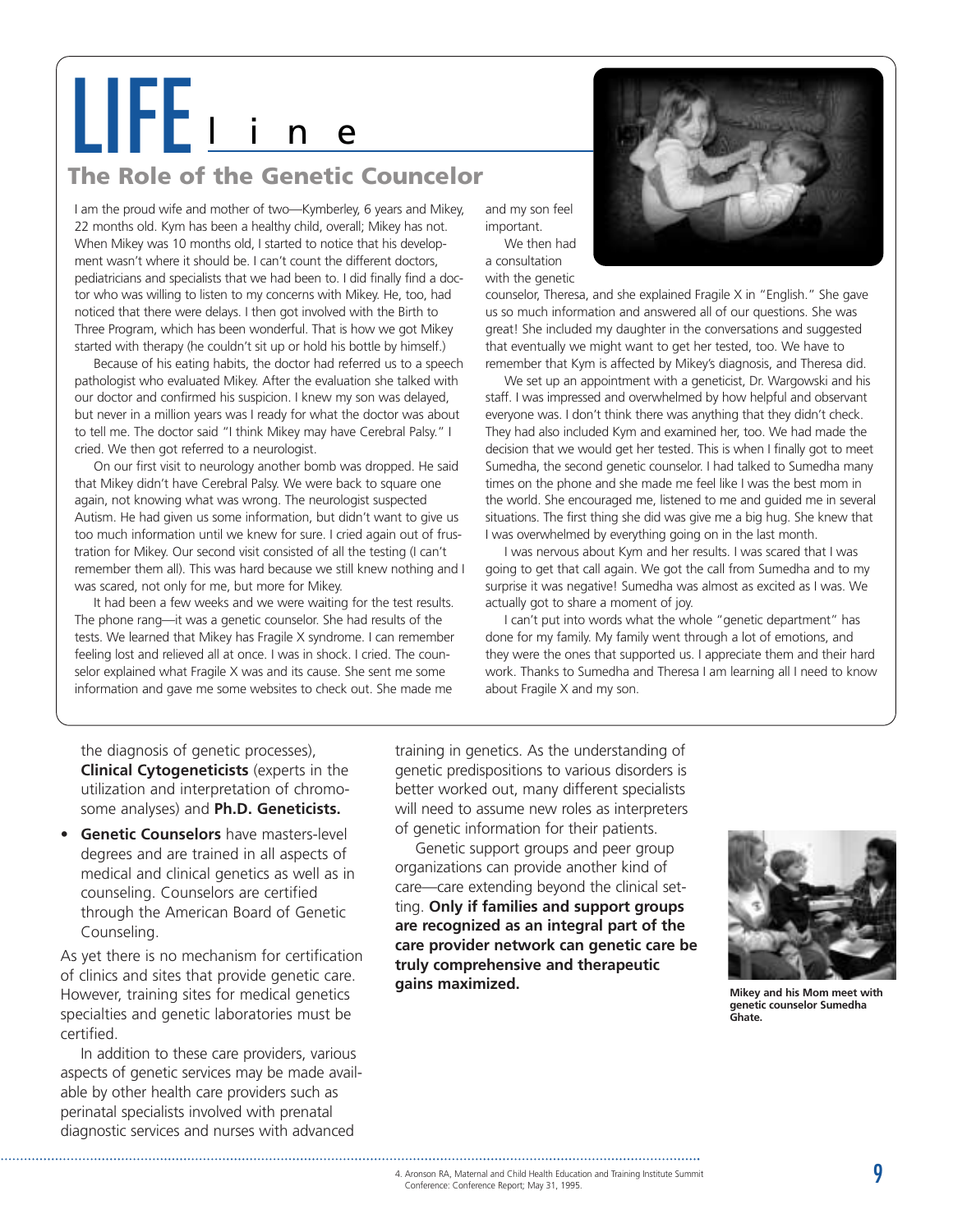# LIFE line

## The Role of the Genetic Councelor

I am the proud wife and mother of two—Kymberley, 6 years and Mikey, 22 months old. Kym has been a healthy child, overall; Mikey has not. When Mikey was 10 months old, I started to notice that his development wasn't where it should be. I can't count the different doctors, pediatricians and specialists that we had been to. I did finally find a doctor who was willing to listen to my concerns with Mikey. He, too, had noticed that there were delays. I then got involved with the Birth to Three Program, which has been wonderful. That is how we got Mikey started with therapy (he couldn't sit up or hold his bottle by himself.)

Because of his eating habits, the doctor had referred us to a speech pathologist who evaluated Mikey. After the evaluation she talked with our doctor and confirmed his suspicion. I knew my son was delayed, but never in a million years was I ready for what the doctor was about to tell me. The doctor said "I think Mikey may have Cerebral Palsy." I cried. We then got referred to a neurologist.

On our first visit to neurology another bomb was dropped. He said that Mikey didn't have Cerebral Palsy. We were back to square one again, not knowing what was wrong. The neurologist suspected Autism. He had given us some information, but didn't want to give us too much information until we knew for sure. I cried again out of frustration for Mikey. Our second visit consisted of all the testing (I can't remember them all). This was hard because we still knew nothing and I was scared, not only for me, but more for Mikey.

It had been a few weeks and we were waiting for the test results. The phone rang—it was a genetic counselor. She had results of the tests. We learned that Mikey has Fragile X syndrome. I can remember feeling lost and relieved all at once. I was in shock. I cried. The counselor explained what Fragile X was and its cause. She sent me some information and gave me some websites to check out. She made me and my son feel important.

We then had a consultation with the genetic counselor, Theresa, and she explained Fragile X in "English." She gave us so much information and answered all of our questions. She was great! She included my daughter in the conversations and suggested that eventually we might want to get her tested, too. We have to remember that Kym is affected by Mikey's diagnosis, and Theresa did.

We set up an appointment with a geneticist, Dr. Wargowski and his staff. I was impressed and overwhelmed by how helpful and observant everyone was. I don't think there was anything that they didn't check. They had also included Kym and examined her, too. We had made the decision that we would get her tested. This is when I finally got to meet Sumedha, the second genetic counselor. I had talked to Sumedha many times on the phone and she made me feel like I was the best mom in the world. She encouraged me, listened to me and guided me in several situations. The first thing she did was give me a big hug. She knew that I was overwhelmed by everything going on in the last month.

I was nervous about Kym and her results. I was scared that I was going to get that call again. We got the call from Sumedha and to my surprise it was negative! Sumedha was almost as excited as I was. We actually got to share a moment of joy.

I can't put into words what the whole "genetic department" has done for my family. My family went through a lot of emotions, and they were the ones that supported us. I appreciate them and their hard work. Thanks to Sumedha and Theresa I am learning all I need to know about Fragile X and my son.

---

the diagnosis of genetic processes), **Clinical Cytogeneticists** (experts in the utilization and interpretation of chromosome analyses) and **Ph.D. Geneticists.**

- **Genetic Counselors** have masters-level degrees and are trained in all aspects of medical and clinical genetics as well as in counseling. Counselors are certified through the American Board of Genetic Counseling.

As yet there is no mechanism for certification of clinics and sites that provide genetic care. However, training sites for medical genetics specialties and genetic laboratories must be certified.

In addition to these care providers, various aspects of genetic services may be made available by other health care providers such as perinatal specialists involved with prenatal diagnostic services and nurses with advanced training in genetics. As the understanding of genetic predispositions to various disorders is better worked out, many different specialists will need to assume new roles as interpreters of genetic information for their patients.

Genetic support groups and peer group organizations can provide another kind of care—care extending beyond the clinical setting. **Only if families and support groups are recognized as an integral part of the care provider network can genetic care be truly comprehensive and therapeutic gains maximized.**

**Mikey and his Mom meet with genetic counselor Sumedha Ghate.**

4. Aronson RA, Maternal and Child Health Education and Training Institute Summit Conference: Conference Report; May 31, 1995.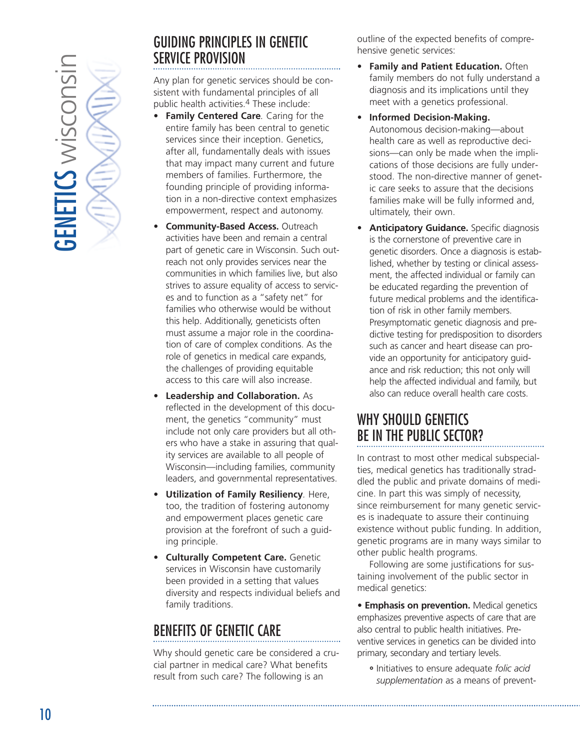## GUIDING PRINCIPLES IN GENETIC SERVICE PROVISION

Any plan for genetic services should be consistent with fundamental principles of all public health activities.[4] These include:

- **Family Centered Care**. Caring for the entire family has been central to genetic services since their inception. Genetics, after all, fundamentally deals with issues that may impact many current and future members of families. Furthermore, the founding principle of providing information in a non-directive context emphasizes empowerment, respect and autonomy.
- **Community-Based Access.** Outreach activities have been and remain a central part of genetic care in Wisconsin. Such outreach not only provides services near the communities in which families live, but also strives to assure equality of access to services and to function as a "safety net" for families who otherwise would be without this help. Additionally, geneticists often must assume a major role in the coordination of care of complex conditions. As the role of genetics in medical care expands, the challenges of providing equitable access to this care will also increase.
- **Leadership and Collaboration.** As reflected in the development of this document, the genetics "community" must include not only care providers but all others who have a stake in assuring that quality services are available to all people of Wisconsin—including families, community leaders, and governmental representatives.
- **Utilization of Family Resiliency**. Here, too, the tradition of fostering autonomy and empowerment places genetic care provision at the forefront of such a guiding principle.
- **Culturally Competent Care.** Genetic services in Wisconsin have customarily been provided in a setting that values diversity and respects individual beliefs and family traditions.

## BENEFITS OF GENETIC CARE

Why should genetic care be considered a crucial partner in medical care? What benefits result from such care? The following is an outline of the expected benefits of comprehensive genetic services:

- **Family and Patient Education.** Often family members do not fully understand a diagnosis and its implications until they meet with a genetics professional.
- **Informed Decision-Making.** Autonomous decision-making—about health care as well as reproductive decisions—can only be made when the implications of those decisions are fully understood. The non-directive manner of genetic care seeks to assure that the decisions families make will be fully informed and, ultimately, their own.
- **Anticipatory Guidance.** Specific diagnosis is the cornerstone of preventive care in genetic disorders. Once a diagnosis is established, whether by testing or clinical assessment, the affected individual or family can be educated regarding the prevention of future medical problems and the identification of risk in other family members. Presymptomatic genetic diagnosis and predictive testing for predisposition to disorders such as cancer and heart disease can provide an opportunity for anticipatory guidance and risk reduction; this not only will help the affected individual and family, but also can reduce overall health care costs.

## WHY SHOULD GENETICS BE IN THE PUBLIC SECTOR?

In contrast to most other medical subspecialties, medical genetics has traditionally straddled the public and private domains of medicine. In part this was simply of necessity, since reimbursement for many genetic services is inadequate to assure their continuing existence without public funding. In addition, genetic programs are in many ways similar to other public health programs.

Following are some justifications for sustaining involvement of the public sector in medical genetics:

- **Emphasis on prevention.** Medical genetics emphasizes preventive aspects of care that are also central to public health initiatives. Preventive services in genetics can be divided into primary, secondary and tertiary levels.
  - Initiatives to ensure adequate *folic acid supplementation* as a means of prevent-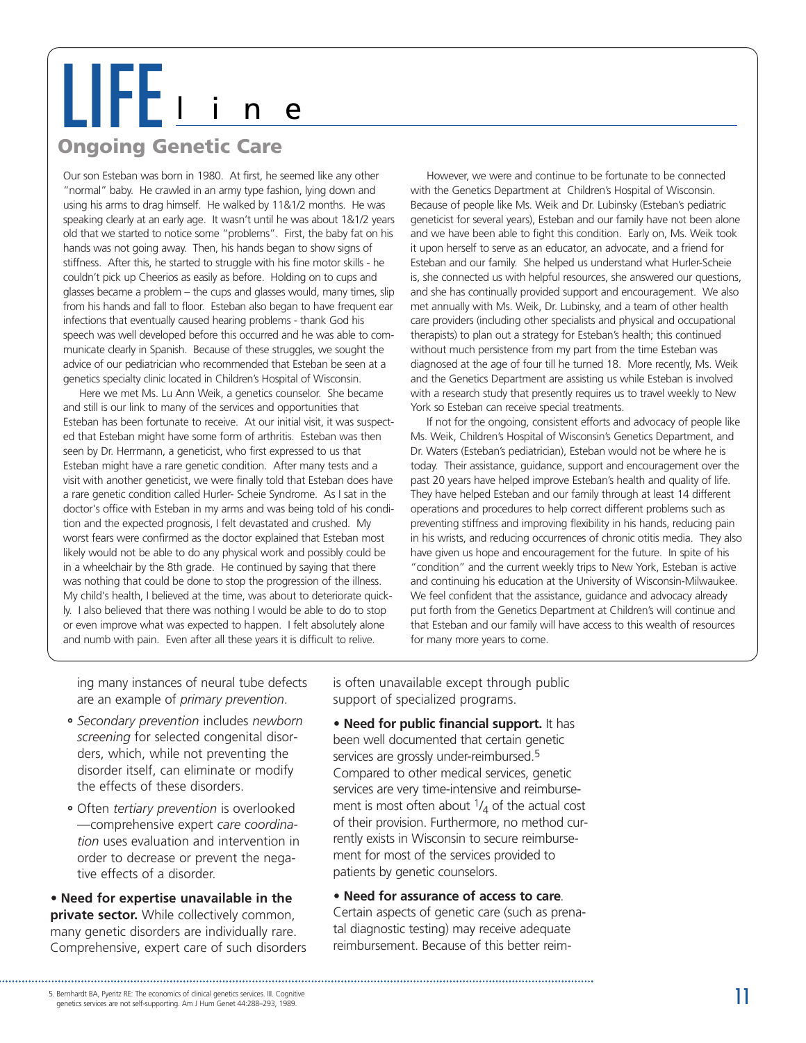# LIFE line

## Ongoing Genetic Care

Our son Esteban was born in 1980. At first, he seemed like any other "normal" baby. He crawled in an army type fashion, lying down and using his arms to drag himself. He walked by 11&1/2 months. He was speaking clearly at an early age. It wasn't until he was about 1&1/2 years old that we started to notice some "problems". First, the baby fat on his hands was not going away. Then, his hands began to show signs of stiffness. After this, he started to struggle with his fine motor skills - he couldn't pick up Cheerios as easily as before. Holding on to cups and glasses became a problem – the cups and glasses would, many times, slip from his hands and fall to floor. Esteban also began to have frequent ear infections that eventually caused hearing problems - thank God his speech was well developed before this occurred and he was able to communicate clearly in Spanish. Because of these struggles, we sought the advice of our pediatrician who recommended that Esteban be seen at a genetics specialty clinic located in Children's Hospital of Wisconsin.

Here we met Ms. Lu Ann Weik, a genetics counselor. She became and still is our link to many of the services and opportunities that Esteban has been fortunate to receive. At our initial visit, it was suspected that Esteban might have some form of arthritis. Esteban was then seen by Dr. Herrmann, a geneticist, who first expressed to us that Esteban might have a rare genetic condition. After many tests and a visit with another geneticist, we were finally told that Esteban does have a rare genetic condition called Hurler- Scheie Syndrome. As I sat in the doctor's office with Esteban in my arms and was being told of his condition and the expected prognosis, I felt devastated and crushed. My worst fears were confirmed as the doctor explained that Esteban most likely would not be able to do any physical work and possibly could be in a wheelchair by the 8th grade. He continued by saying that there was nothing that could be done to stop the progression of the illness. My child's health, I believed at the time, was about to deteriorate quickly. I also believed that there was nothing I would be able to do to stop or even improve what was expected to happen. I felt absolutely alone and numb with pain. Even after all these years it is difficult to relive.

However, we were and continue to be fortunate to be connected with the Genetics Department at Children's Hospital of Wisconsin. Because of people like Ms. Weik and Dr. Lubinsky (Esteban's pediatric geneticist for several years), Esteban and our family have not been alone and we have been able to fight this condition. Early on, Ms. Weik took it upon herself to serve as an educator, an advocate, and a friend for Esteban and our family. She helped us understand what Hurler-Scheie is, she connected us with helpful resources, she answered our questions, and she has continually provided support and encouragement. We also met annually with Ms. Weik, Dr. Lubinsky, and a team of other health care providers (including other specialists and physical and occupational therapists) to plan out a strategy for Esteban's health; this continued without much persistence from my part from the time Esteban was diagnosed at the age of four till he turned 18. More recently, Ms. Weik and the Genetics Department are assisting us while Esteban is involved with a research study that presently requires us to travel weekly to New York so Esteban can receive special treatments.

If not for the ongoing, consistent efforts and advocacy of people like Ms. Weik, Children's Hospital of Wisconsin's Genetics Department, and Dr. Waters (Esteban's pediatrician), Esteban would not be where he is today. Their assistance, guidance, support and encouragement over the past 20 years have helped improve Esteban's health and quality of life. They have helped Esteban and our family through at least 14 different operations and procedures to help correct different problems such as preventing stiffness and improving flexibility in his hands, reducing pain in his wrists, and reducing occurrences of chronic otitis media. They also have given us hope and encouragement for the future. In spite of his "condition" and the current weekly trips to New York, Esteban is active and continuing his education at the University of Wisconsin-Milwaukee. We feel confident that the assistance, guidance and advocacy already put forth from the Genetics Department at Children's will continue and that Esteban and our family will have access to this wealth of resources for many more years to come.

---

ing many instances of neural tube defects are an example of *primary prevention*.

- *Secondary prevention* includes *newborn screening* for selected congenital disorders, which, while not preventing the disorder itself, can eliminate or modify the effects of these disorders.
- Often *tertiary prevention* is overlooked —comprehensive expert *care coordination* uses evaluation and intervention in order to decrease or prevent the negative effects of a disorder.

• **Need for expertise unavailable in the private sector.** While collectively common, many genetic disorders are individually rare. Comprehensive, expert care of such disorders is often unavailable except through public support of specialized programs.

• **Need for public financial support.** It has been well documented that certain genetic services are grossly under-reimbursed.[5] Compared to other medical services, genetic services are very time-intensive and reimbursement is most often about $1/4$ of the actual cost of their provision. Furthermore, no method currently exists in Wisconsin to secure reimbursement for most of the services provided to patients by genetic counselors.

• **Need for assurance of access to care**. Certain aspects of genetic care (such as prenatal diagnostic testing) may receive adequate reimbursement. Because of this better reim-

5. Bernhardt BA, Pyeritz RE: The economics of clinical genetics services. III. Cognitive genetics services are not self-supporting. Am J Hum Genet 44:288–293, 1989.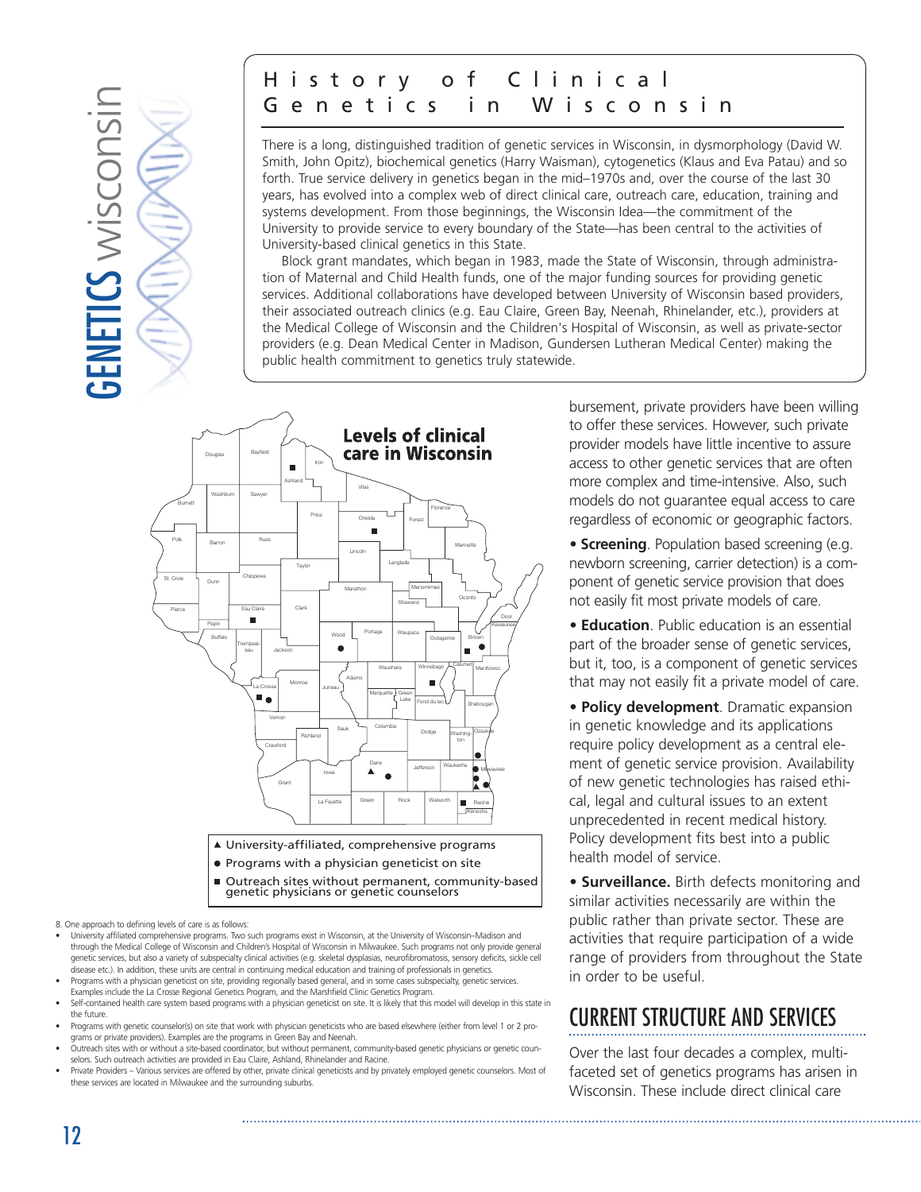## History of Clinical Genetics in Wisconsin

There is a long, distinguished tradition of genetic services in Wisconsin, in dysmorphology (David W. Smith, John Opitz), biochemical genetics (Harry Waisman), cytogenetics (Klaus and Eva Patau) and so forth. True service delivery in genetics began in the mid–1970s and, over the course of the last 30 years, has evolved into a complex web of direct clinical care, outreach care, education, training and systems development. From those beginnings, the Wisconsin Idea—the commitment of the University to provide service to every boundary of the State—has been central to the activities of University-based clinical genetics in this State.

Block grant mandates, which began in 1983, made the State of Wisconsin, through administration of Maternal and Child Health funds, one of the major funding sources for providing genetic services. Additional collaborations have developed between University of Wisconsin based providers, their associated outreach clinics (e.g. Eau Claire, Green Bay, Neenah, Rhinelander, etc.), providers at the Medical College of Wisconsin and the Children's Hospital of Wisconsin, as well as private-sector providers (e.g. Dean Medical Center in Madison, Gundersen Lutheran Medical Center) making the public health commitment to genetics truly statewide.

**Levels of clinical care in Wisconsin**

- ▲ University-affiliated, comprehensive programs
- ● Programs with a physician geneticist on site
- ■ Outreach sites without permanent, community-based genetic physicians or genetic counselors

8. One approach to defining levels of care is as follows:

- University affiliated comprehensive programs. Two such programs exist in Wisconsin, at the University of Wisconsin–Madison and through the Medical College of Wisconsin and Children's Hospital of Wisconsin in Milwaukee. Such programs not only provide general genetic services, but also a variety of subspecialty clinical activities (e.g. skeletal dysplasias, neurofibromatosis, sensory deficits, sickle cell disease etc.). In addition, these units are central in continuing medical education and training of professionals in genetics.
- Programs with a physician geneticist on site, providing regionally based general, and in some cases subspecialty, genetic services. Examples include the La Crosse Regional Genetics Program, and the Marshfield Clinic Genetics Program.
- Self-contained health care system based programs with a physician geneticist on site. It is likely that this model will develop in this state in the future.
- Programs with genetic counselor(s) on site that work with physician geneticists who are based elsewhere (either from level 1 or 2 programs or private providers). Examples are the programs in Green Bay and Neenah.
- Outreach sites with or without a site-based coordinator, but without permanent, community-based genetic physicians or genetic counselors. Such outreach activities are provided in Eau Claire, Ashland, Rhinelander and Racine.
- Private Providers – Various services are offered by other, private clinical geneticists and by privately employed genetic counselors. Most of these services are located in Milwaukee and the surrounding suburbs.

bursement, private providers have been willing to offer these services. However, such private provider models have little incentive to assure access to other genetic services that are often more complex and time-intensive. Also, such models do not guarantee equal access to care regardless of economic or geographic factors.

- **Screening**. Population based screening (e.g. newborn screening, carrier detection) is a component of genetic service provision that does not easily fit most private models of care.
- **Education**. Public education is an essential part of the broader sense of genetic services, but it, too, is a component of genetic services that may not easily fit a private model of care.
- **Policy development**. Dramatic expansion in genetic knowledge and its applications require policy development as a central element of genetic service provision. Availability of new genetic technologies has raised ethical, legal and cultural issues to an extent unprecedented in recent medical history. Policy development fits best into a public health model of service.
- **Surveillance.** Birth defects monitoring and similar activities necessarily are within the public rather than private sector. These are activities that require participation of a wide range of providers from throughout the State in order to be useful.

## CURRENT STRUCTURE AND SERVICES

Over the last four decades a complex, multi-faceted set of genetics programs has arisen in Wisconsin. These include direct clinical care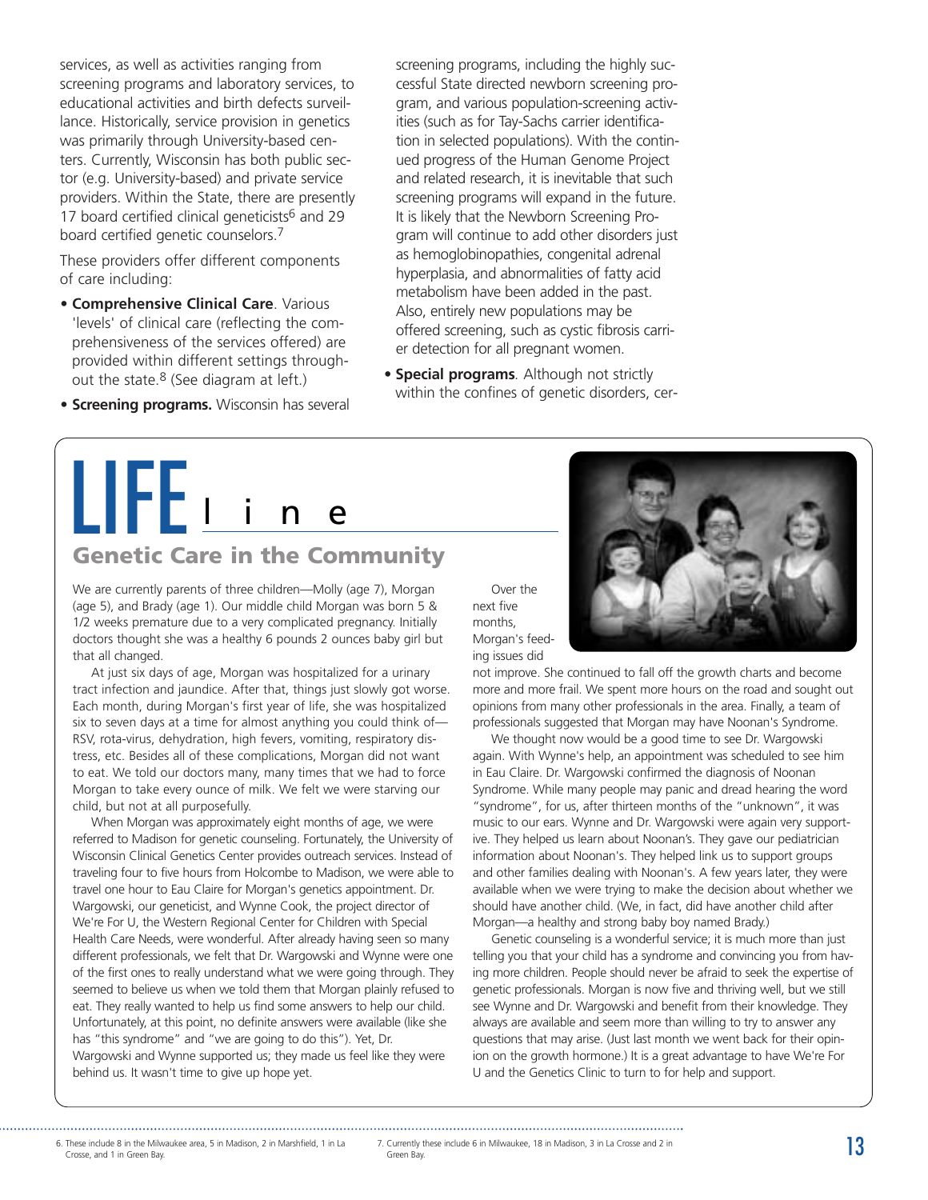services, as well as activities ranging from screening programs and laboratory services, to educational activities and birth defects surveillance. Historically, service provision in genetics was primarily through University-based centers. Currently, Wisconsin has both public sector (e.g. University-based) and private service providers. Within the State, there are presently 17 board certified clinical geneticists[6] and 29 board certified genetic counselors.[7]

These providers offer different components of care including:

- **Comprehensive Clinical Care**. Various 'levels' of clinical care (reflecting the comprehensiveness of the services offered) are provided within different settings throughout the state.[8] (See diagram at left.)
- **Screening programs.** Wisconsin has several screening programs, including the highly successful State directed newborn screening program, and various population-screening activities (such as for Tay-Sachs carrier identification in selected populations). With the continued progress of the Human Genome Project and related research, it is inevitable that such screening programs will expand in the future. It is likely that the Newborn Screening Program will continue to add other disorders just as hemoglobinopathies, congenital adrenal hyperplasia, and abnormalities of fatty acid metabolism have been added in the past. Also, entirely new populations may be offered screening, such as cystic fibrosis carrier detection for all pregnant women.
- **Special programs**. Although not strictly within the confines of genetic disorders, cer-

## LIFE line

### Genetic Care in the Community

We are currently parents of three children—Molly (age 7), Morgan (age 5), and Brady (age 1). Our middle child Morgan was born 5 & 1/2 weeks premature due to a very complicated pregnancy. Initially doctors thought she was a healthy 6 pounds 2 ounces baby girl but that all changed.

At just six days of age, Morgan was hospitalized for a urinary tract infection and jaundice. After that, things just slowly got worse. Each month, during Morgan's first year of life, she was hospitalized six to seven days at a time for almost anything you could think of—RSV, rota-virus, dehydration, high fevers, vomiting, respiratory distress, etc. Besides all of these complications, Morgan did not want to eat. We told our doctors many, many times that we had to force Morgan to take every ounce of milk. We felt we were starving our child, but not at all purposefully.

When Morgan was approximately eight months of age, we were referred to Madison for genetic counseling. Fortunately, the University of Wisconsin Clinical Genetics Center provides outreach services. Instead of traveling four to five hours from Holcombe to Madison, we were able to travel one hour to Eau Claire for Morgan's genetics appointment. Dr. Wargowski, our geneticist, and Wynne Cook, the project director of We're For U, the Western Regional Center for Children with Special Health Care Needs, were wonderful. After already having seen so many different professionals, we felt that Dr. Wargowski and Wynne were one of the first ones to really understand what we were going through. They seemed to believe us when we told them that Morgan plainly refused to eat. They really wanted to help us find some answers to help our child. Unfortunately, at this point, no definite answers were available (like she has "this syndrome" and "we are going to do this"). Yet, Dr. Wargowski and Wynne supported us; they made us feel like they were behind us. It wasn't time to give up hope yet.

Over the next five months, Morgan's feeding issues did not improve. She continued to fall off the growth charts and become more and more frail. We spent more hours on the road and sought out opinions from many other professionals in the area. Finally, a team of professionals suggested that Morgan may have Noonan's Syndrome.

We thought now would be a good time to see Dr. Wargowski again. With Wynne's help, an appointment was scheduled to see him in Eau Claire. Dr. Wargowski confirmed the diagnosis of Noonan Syndrome. While many people may panic and dread hearing the word "syndrome", for us, after thirteen months of the "unknown", it was music to our ears. Wynne and Dr. Wargowski were again very supportive. They helped us learn about Noonan's. They gave our pediatrician information about Noonan's. They helped link us to support groups and other families dealing with Noonan's. A few years later, they were available when we were trying to make the decision about whether we should have another child. (We, in fact, did have another child after Morgan—a healthy and strong baby boy named Brady.)

Genetic counseling is a wonderful service; it is much more than just telling you that your child has a syndrome and convincing you from having more children. People should never be afraid to seek the expertise of genetic professionals. Morgan is now five and thriving well, but we still see Wynne and Dr. Wargowski and benefit from their knowledge. They always are available and seem more than willing to try to answer any questions that may arise. (Just last month we went back for their opinion on the growth hormone.) It is a great advantage to have We're For U and the Genetics Clinic to turn to for help and support.

---

6. These include 8 in the Milwaukee area, 5 in Madison, 2 in Marshfield, 1 in La Crosse, and 1 in Green Bay.

7. Currently these include 6 in Milwaukee, 18 in Madison, 3 in La Crosse and 2 in Green Bay.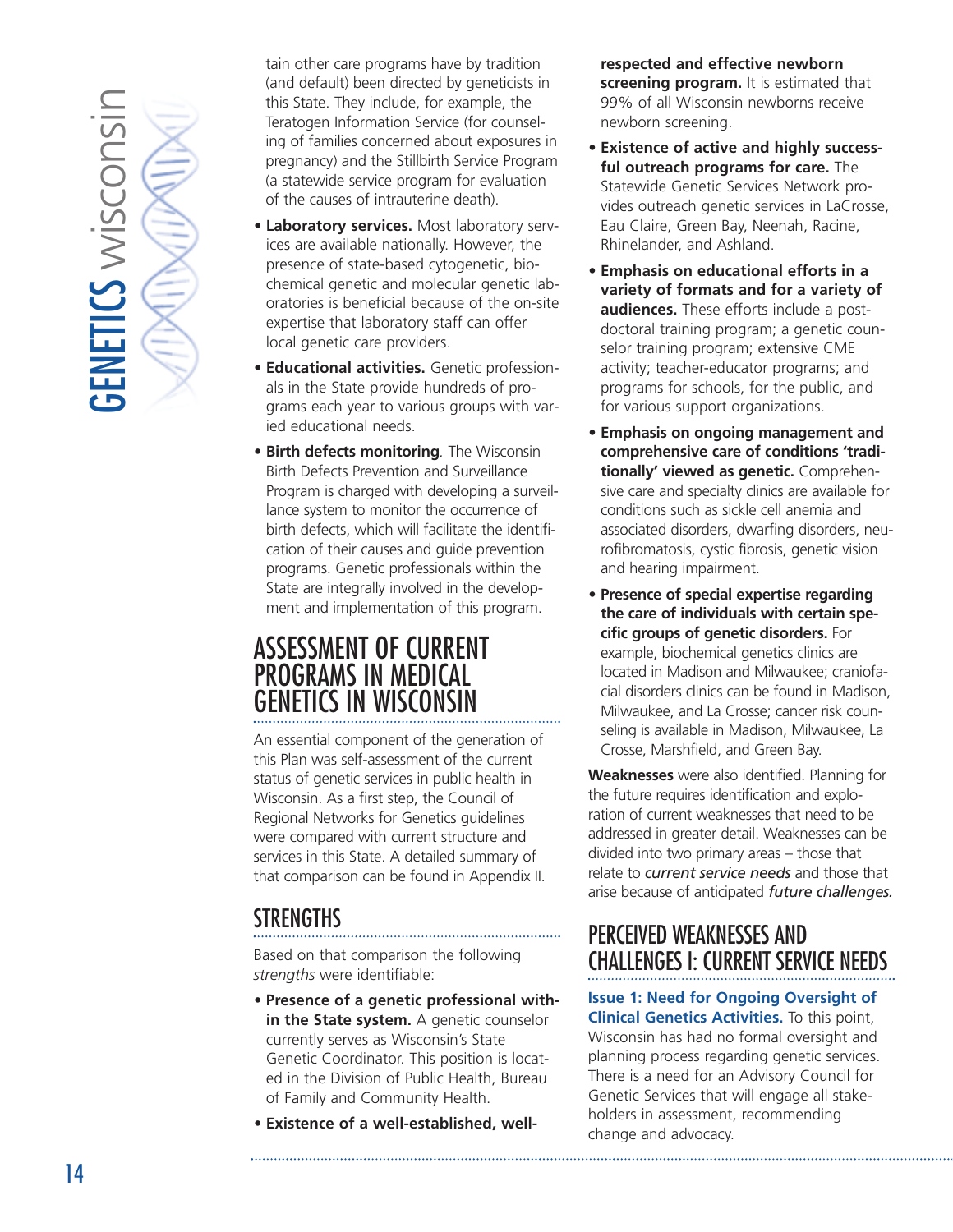tain other care programs have by tradition (and default) been directed by geneticists in this State. They include, for example, the Teratogen Information Service (for counseling of families concerned about exposures in pregnancy) and the Stillbirth Service Program (a statewide service program for evaluation of the causes of intrauterine death).

- **Laboratory services.** Most laboratory services are available nationally. However, the presence of state-based cytogenetic, biochemical genetic and molecular genetic laboratories is beneficial because of the on-site expertise that laboratory staff can offer local genetic care providers.
- **Educational activities.** Genetic professionals in the State provide hundreds of programs each year to various groups with varied educational needs.
- **Birth defects monitoring**. The Wisconsin Birth Defects Prevention and Surveillance Program is charged with developing a surveillance system to monitor the occurrence of birth defects, which will facilitate the identification of their causes and guide prevention programs. Genetic professionals within the State are integrally involved in the development and implementation of this program.

## ASSESSMENT OF CURRENT PROGRAMS IN MEDICAL GENETICS IN WISCONSIN

An essential component of the generation of this Plan was self-assessment of the current status of genetic services in public health in Wisconsin. As a first step, the Council of Regional Networks for Genetics guidelines were compared with current structure and services in this State. A detailed summary of that comparison can be found in Appendix II.

### STRENGTHS

Based on that comparison the following *strengths* were identifiable:

- **Presence of a genetic professional within the State system.** A genetic counselor currently serves as Wisconsin's State Genetic Coordinator. This position is located in the Division of Public Health, Bureau of Family and Community Health.
- **Existence of a well-established, well-respected and effective newborn screening program.** It is estimated that 99% of all Wisconsin newborns receive newborn screening.
- **Existence of active and highly successful outreach programs for care.** The Statewide Genetic Services Network provides outreach genetic services in LaCrosse, Eau Claire, Green Bay, Neenah, Racine, Rhinelander, and Ashland.
- **Emphasis on educational efforts in a variety of formats and for a variety of audiences.** These efforts include a post-doctoral training program; a genetic counselor training program; extensive CME activity; teacher-educator programs; and programs for schools, for the public, and for various support organizations.
- **Emphasis on ongoing management and comprehensive care of conditions 'traditionally' viewed as genetic.** Comprehensive care and specialty clinics are available for conditions such as sickle cell anemia and associated disorders, dwarfing disorders, neurofibromatosis, cystic fibrosis, genetic vision and hearing impairment.
- **Presence of special expertise regarding the care of individuals with certain specific groups of genetic disorders.** For example, biochemical genetics clinics are located in Madison and Milwaukee; craniofacial disorders clinics can be found in Madison, Milwaukee, and La Crosse; cancer risk counseling is available in Madison, Milwaukee, La Crosse, Marshfield, and Green Bay.

**Weaknesses** were also identified. Planning for the future requires identification and exploration of current weaknesses that need to be addressed in greater detail. Weaknesses can be divided into two primary areas – those that relate to *current service needs* and those that arise because of anticipated *future challenges.*

## PERCEIVED WEAKNESSES AND CHALLENGES I: CURRENT SERVICE NEEDS

**Issue 1: Need for Ongoing Oversight of Clinical Genetics Activities.** To this point, Wisconsin has had no formal oversight and planning process regarding genetic services. There is a need for an Advisory Council for Genetic Services that will engage all stakeholders in assessment, recommending change and advocacy.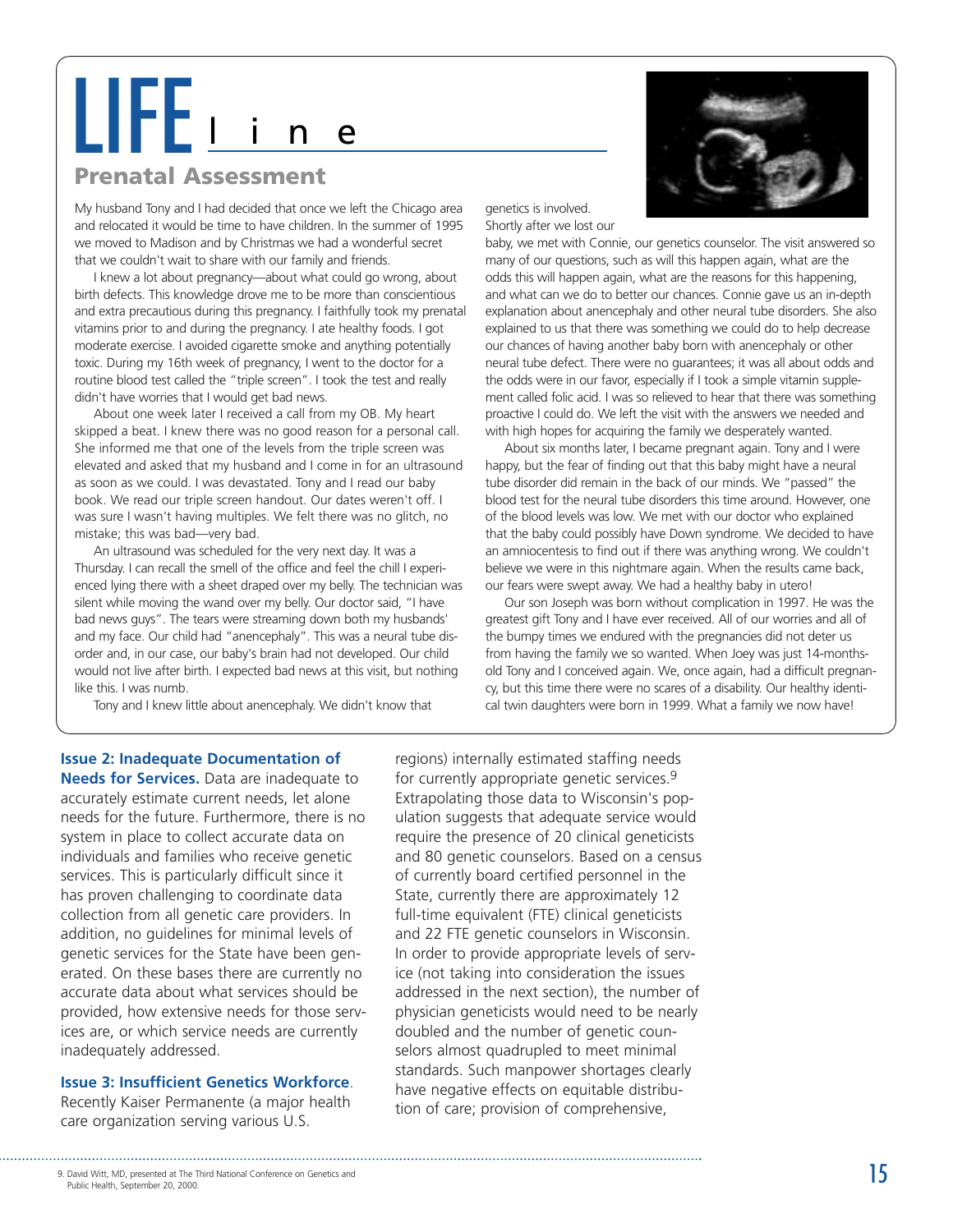# LIFE Line

## Prenatal Assessment

My husband Tony and I had decided that once we left the Chicago area and relocated it would be time to have children. In the summer of 1995 we moved to Madison and by Christmas we had a wonderful secret that we couldn't wait to share with our family and friends.

I knew a lot about pregnancy—about what could go wrong, about birth defects. This knowledge drove me to be more than conscientious and extra precautious during this pregnancy. I faithfully took my prenatal vitamins prior to and during the pregnancy. I ate healthy foods. I got moderate exercise. I avoided cigarette smoke and anything potentially toxic. During my 16th week of pregnancy, I went to the doctor for a routine blood test called the "triple screen". I took the test and really didn't have worries that I would get bad news.

About one week later I received a call from my OB. My heart skipped a beat. I knew there was no good reason for a personal call. She informed me that one of the levels from the triple screen was elevated and asked that my husband and I come in for an ultrasound as soon as we could. I was devastated. Tony and I read our baby book. We read our triple screen handout. Our dates weren't off. I was sure I wasn't having multiples. We felt there was no glitch, no mistake; this was bad—very bad.

An ultrasound was scheduled for the very next day. It was a Thursday. I can recall the smell of the office and feel the chill I experienced lying there with a sheet draped over my belly. The technician was silent while moving the wand over my belly. Our doctor said, "I have bad news guys". The tears were streaming down both my husbands' and my face. Our child had "anencephaly". This was a neural tube disorder and, in our case, our baby's brain had not developed. Our child would not live after birth. I expected bad news at this visit, but nothing like this. I was numb.

Tony and I knew little about anencephaly. We didn't know that genetics is involved. Shortly after we lost our baby, we met with Connie, our genetics counselor. The visit answered so many of our questions, such as will this happen again, what are the odds this will happen again, what are the reasons for this happening, and what can we do to better our chances. Connie gave us an in-depth explanation about anencephaly and other neural tube disorders. She also explained to us that there was something we could do to help decrease our chances of having another baby born with anencephaly or other neural tube defect. There were no guarantees; it was all about odds and the odds were in our favor, especially if I took a simple vitamin supplement called folic acid. I was so relieved to hear that there was something proactive I could do. We left the visit with the answers we needed and with high hopes for acquiring the family we desperately wanted.

About six months later, I became pregnant again. Tony and I were happy, but the fear of finding out that this baby might have a neural tube disorder did remain in the back of our minds. We "passed" the blood test for the neural tube disorders this time around. However, one of the blood levels was low. We met with our doctor who explained that the baby could possibly have Down syndrome. We decided to have an amniocentesis to find out if there was anything wrong. We couldn't believe we were in this nightmare again. When the results came back, our fears were swept away. We had a healthy baby in utero!

Our son Joseph was born without complication in 1997. He was the greatest gift Tony and I have ever received. All of our worries and all of the bumpy times we endured with the pregnancies did not deter us from having the family we so wanted. When Joey was just 14-months-old Tony and I conceived again. We, once again, had a difficult pregnancy, but this time there were no scares of a disability. Our healthy identical twin daughters were born in 1999. What a family we now have!

**Issue 2: Inadequate Documentation of Needs for Services.** Data are inadequate to accurately estimate current needs, let alone needs for the future. Furthermore, there is no system in place to collect accurate data on individuals and families who receive genetic services. This is particularly difficult since it has proven challenging to coordinate data collection from all genetic care providers. In addition, no guidelines for minimal levels of genetic services for the State have been generated. On these bases there are currently no accurate data about what services should be provided, how extensive needs for those services are, or which service needs are currently inadequately addressed.

**Issue 3: Insufficient Genetics Workforce**. Recently Kaiser Permanente (a major health care organization serving various U.S. regions) internally estimated staffing needs for currently appropriate genetic services.[9] Extrapolating those data to Wisconsin's population suggests that adequate service would require the presence of 20 clinical geneticists and 80 genetic counselors. Based on a census of currently board certified personnel in the State, currently there are approximately 12 full-time equivalent (FTE) clinical geneticists and 22 FTE genetic counselors in Wisconsin. In order to provide appropriate levels of service (not taking into consideration the issues addressed in the next section), the number of physician geneticists would need to be nearly doubled and the number of genetic counselors almost quadrupled to meet minimal standards. Such manpower shortages clearly have negative effects on equitable distribution of care; provision of comprehensive,

9. David Witt, MD, presented at The Third National Conference on Genetics and Public Health, September 20, 2000.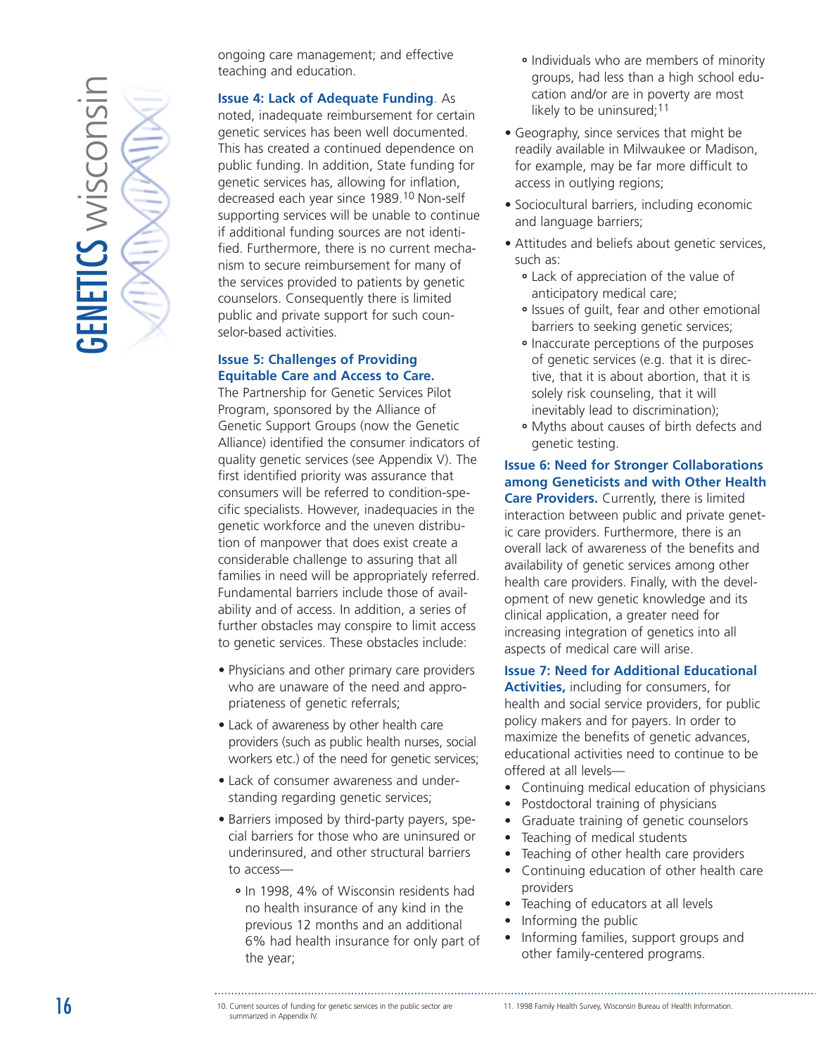ongoing care management; and effective teaching and education.

**Issue 4: Lack of Adequate Funding**. As noted, inadequate reimbursement for certain genetic services has been well documented. This has created a continued dependence on public funding. In addition, State funding for genetic services has, allowing for inflation, decreased each year since 1989.[10] Non-self supporting services will be unable to continue if additional funding sources are not identified. Furthermore, there is no current mechanism to secure reimbursement for many of the services provided to patients by genetic counselors. Consequently there is limited public and private support for such counselor-based activities.

**Issue 5: Challenges of Providing Equitable Care and Access to Care.** The Partnership for Genetic Services Pilot Program, sponsored by the Alliance of Genetic Support Groups (now the Genetic Alliance) identified the consumer indicators of quality genetic services (see Appendix V). The first identified priority was assurance that consumers will be referred to condition-specific specialists. However, inadequacies in the genetic workforce and the uneven distribution of manpower that does exist create a considerable challenge to assuring that all families in need will be appropriately referred. Fundamental barriers include those of availability and of access. In addition, a series of further obstacles may conspire to limit access to genetic services. These obstacles include:

- Physicians and other primary care providers who are unaware of the need and appropriateness of genetic referrals;
- Lack of awareness by other health care providers (such as public health nurses, social workers etc.) of the need for genetic services;
- Lack of consumer awareness and understanding regarding genetic services;
- Barriers imposed by third-party payers, special barriers for those who are uninsured or underinsured, and other structural barriers to access—
  - In 1998, 4% of Wisconsin residents had no health insurance of any kind in the previous 12 months and an additional 6% had health insurance for only part of the year;
  - Individuals who are members of minority groups, had less than a high school education and/or are in poverty are most likely to be uninsured;[11]
- Geography, since services that might be readily available in Milwaukee or Madison, for example, may be far more difficult to access in outlying regions;
- Sociocultural barriers, including economic and language barriers;
- Attitudes and beliefs about genetic services, such as:
  - Lack of appreciation of the value of anticipatory medical care;
  - Issues of guilt, fear and other emotional barriers to seeking genetic services;
  - Inaccurate perceptions of the purposes of genetic services (e.g. that it is directive, that it is about abortion, that it is solely risk counseling, that it will inevitably lead to discrimination);
  - Myths about causes of birth defects and genetic testing.

**Issue 6: Need for Stronger Collaborations among Geneticists and with Other Health Care Providers.** Currently, there is limited interaction between public and private genetic care providers. Furthermore, there is an overall lack of awareness of the benefits and availability of genetic services among other health care providers. Finally, with the development of new genetic knowledge and its clinical application, a greater need for increasing integration of genetics into all aspects of medical care will arise.

**Issue 7: Need for Additional Educational Activities,** including for consumers, for health and social service providers, for public policy makers and for payers. In order to maximize the benefits of genetic advances, educational activities need to continue to be offered at all levels—

- Continuing medical education of physicians
- Postdoctoral training of physicians
- Graduate training of genetic counselors
- Teaching of medical students
- Teaching of other health care providers
- Continuing education of other health care providers
- Teaching of educators at all levels
- Informing the public
- Informing families, support groups and other family-centered programs.

10. Current sources of funding for genetic services in the public sector are summarized in Appendix IV.

11. 1998 Family Health Survey, Wisconsin Bureau of Health Information.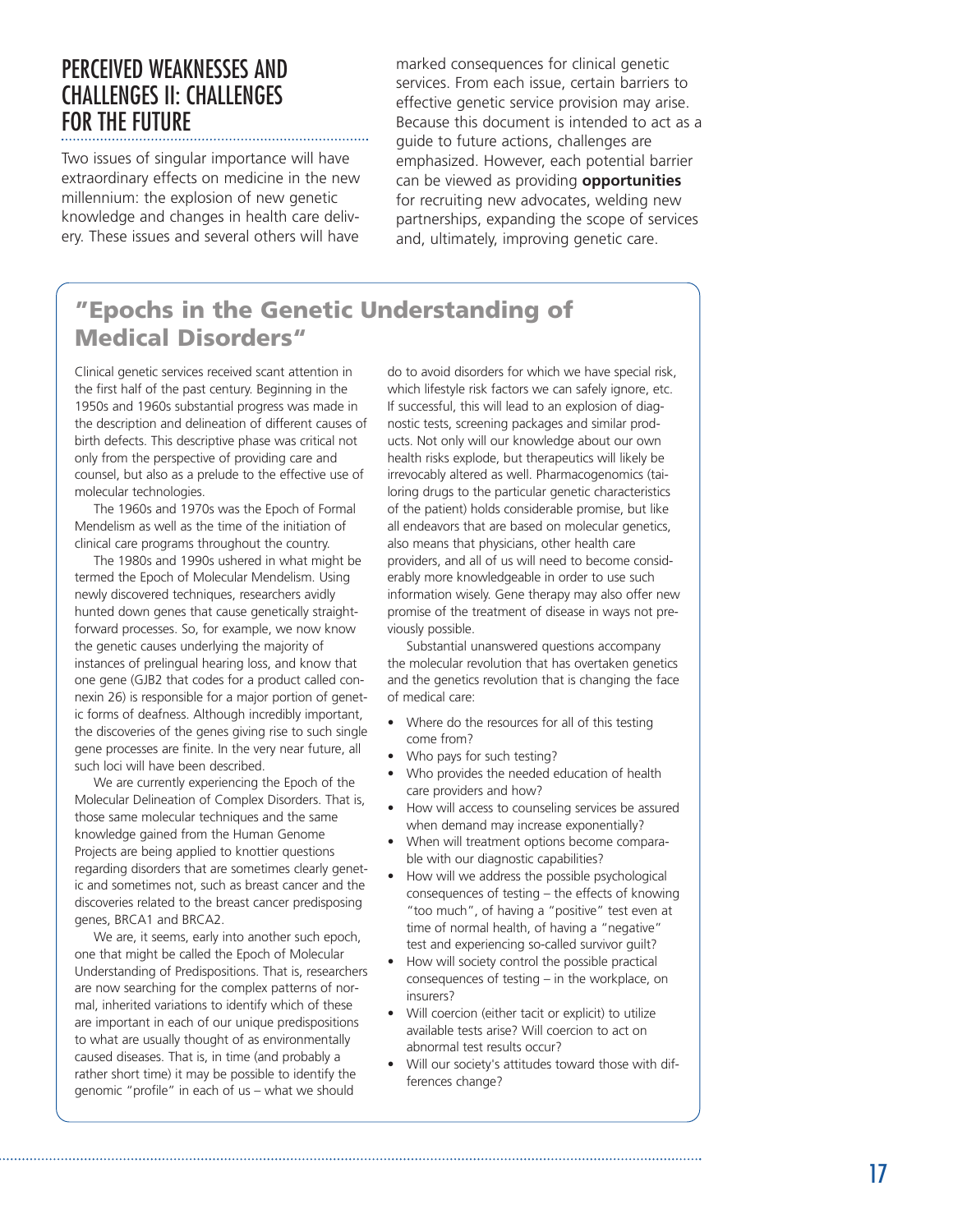## PERCEIVED WEAKNESSES AND CHALLENGES II: CHALLENGES FOR THE FUTURE

Two issues of singular importance will have extraordinary effects on medicine in the new millennium: the explosion of new genetic knowledge and changes in health care delivery. These issues and several others will have marked consequences for clinical genetic services. From each issue, certain barriers to effective genetic service provision may arise. Because this document is intended to act as a guide to future actions, challenges are emphasized. However, each potential barrier can be viewed as providing **opportunities** for recruiting new advocates, welding new partnerships, expanding the scope of services and, ultimately, improving genetic care.

### "Epochs in the Genetic Understanding of Medical Disorders"

Clinical genetic services received scant attention in the first half of the past century. Beginning in the 1950s and 1960s substantial progress was made in the description and delineation of different causes of birth defects. This descriptive phase was critical not only from the perspective of providing care and counsel, but also as a prelude to the effective use of molecular technologies.

The 1960s and 1970s was the Epoch of Formal Mendelism as well as the time of the initiation of clinical care programs throughout the country.

The 1980s and 1990s ushered in what might be termed the Epoch of Molecular Mendelism. Using newly discovered techniques, researchers avidly hunted down genes that cause genetically straightforward processes. So, for example, we now know the genetic causes underlying the majority of instances of prelingual hearing loss, and know that one gene (GJB2 that codes for a product called connexin 26) is responsible for a major portion of genetic forms of deafness. Although incredibly important, the discoveries of the genes giving rise to such single gene processes are finite. In the very near future, all such loci will have been described.

We are currently experiencing the Epoch of the Molecular Delineation of Complex Disorders. That is, those same molecular techniques and the same knowledge gained from the Human Genome Projects are being applied to knottier questions regarding disorders that are sometimes clearly genetic and sometimes not, such as breast cancer and the discoveries related to the breast cancer predisposing genes, BRCA1 and BRCA2.

We are, it seems, early into another such epoch, one that might be called the Epoch of Molecular Understanding of Predispositions. That is, researchers are now searching for the complex patterns of normal, inherited variations to identify which of these are important in each of our unique predispositions to what are usually thought of as environmentally caused diseases. That is, in time (and probably a rather short time) it may be possible to identify the genomic "profile" in each of us – what we should do to avoid disorders for which we have special risk, which lifestyle risk factors we can safely ignore, etc. If successful, this will lead to an explosion of diagnostic tests, screening packages and similar products. Not only will our knowledge about our own health risks explode, but therapeutics will likely be irrevocably altered as well. Pharmacogenomics (tailoring drugs to the particular genetic characteristics of the patient) holds considerable promise, but like all endeavors that are based on molecular genetics, also means that physicians, other health care providers, and all of us will need to become considerably more knowledgeable in order to use such information wisely. Gene therapy may also offer new promise of the treatment of disease in ways not previously possible.

Substantial unanswered questions accompany the molecular revolution that has overtaken genetics and the genetics revolution that is changing the face of medical care:

- Where do the resources for all of this testing come from?
- Who pays for such testing?
- Who provides the needed education of health care providers and how?
- How will access to counseling services be assured when demand may increase exponentially?
- When will treatment options become comparable with our diagnostic capabilities?
- How will we address the possible psychological consequences of testing – the effects of knowing "too much", of having a "positive" test even at time of normal health, of having a "negative" test and experiencing so-called survivor guilt?
- How will society control the possible practical consequences of testing – in the workplace, on insurers?
- Will coercion (either tacit or explicit) to utilize available tests arise? Will coercion to act on abnormal test results occur?
- Will our society's attitudes toward those with differences change?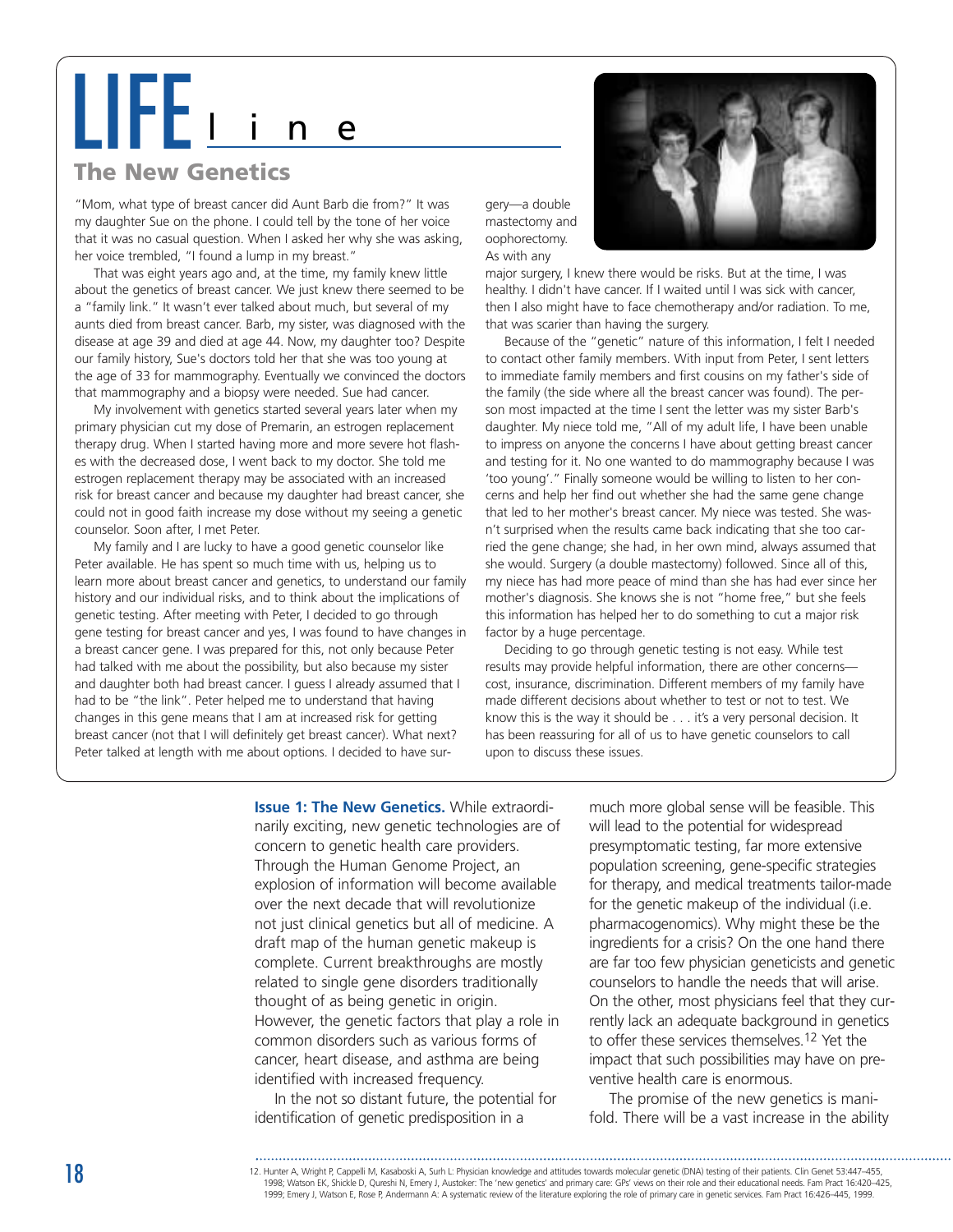# LIFE line

## The New Genetics

"Mom, what type of breast cancer did Aunt Barb die from?" It was my daughter Sue on the phone. I could tell by the tone of her voice that it was no casual question. When I asked her why she was asking, her voice trembled, "I found a lump in my breast."

That was eight years ago and, at the time, my family knew little about the genetics of breast cancer. We just knew there seemed to be a "family link." It wasn't ever talked about much, but several of my aunts died from breast cancer. Barb, my sister, was diagnosed with the disease at age 39 and died at age 44. Now, my daughter too? Despite our family history, Sue's doctors told her that she was too young at the age of 33 for mammography. Eventually we convinced the doctors that mammography and a biopsy were needed. Sue had cancer.

My involvement with genetics started several years later when my primary physician cut my dose of Premarin, an estrogen replacement therapy drug. When I started having more and more severe hot flashes with the decreased dose, I went back to my doctor. She told me estrogen replacement therapy may be associated with an increased risk for breast cancer and because my daughter had breast cancer, she could not in good faith increase my dose without my seeing a genetic counselor. Soon after, I met Peter.

My family and I are lucky to have a good genetic counselor like Peter available. He has spent so much time with us, helping us to learn more about breast cancer and genetics, to understand our family history and our individual risks, and to think about the implications of genetic testing. After meeting with Peter, I decided to go through gene testing for breast cancer and yes, I was found to have changes in a breast cancer gene. I was prepared for this, not only because Peter had talked with me about the possibility, but also because my sister and daughter both had breast cancer. I guess I already assumed that I had to be "the link". Peter helped me to understand that having changes in this gene means that I am at increased risk for getting breast cancer (not that I will definitely get breast cancer). What next? Peter talked at length with me about options. I decided to have surgery—a double mastectomy and oophorectomy. As with any major surgery, I knew there would be risks. But at the time, I was healthy. I didn't have cancer. If I waited until I was sick with cancer, then I also might have to face chemotherapy and/or radiation. To me, that was scarier than having the surgery.

Because of the "genetic" nature of this information, I felt I needed to contact other family members. With input from Peter, I sent letters to immediate family members and first cousins on my father's side of the family (the side where all the breast cancer was found). The person most impacted at the time I sent the letter was my sister Barb's daughter. My niece told me, "All of my adult life, I have been unable to impress on anyone the concerns I have about getting breast cancer and testing for it. No one wanted to do mammography because I was 'too young'." Finally someone would be willing to listen to her concerns and help her find out whether she had the same gene change that led to her mother's breast cancer. My niece was tested. She wasn't surprised when the results came back indicating that she too carried the gene change; she had, in her own mind, always assumed that she would. Surgery (a double mastectomy) followed. Since all of this, my niece has had more peace of mind than she has had ever since her mother's diagnosis. She knows she is not "home free," but she feels this information has helped her to do something to cut a major risk factor by a huge percentage.

Deciding to go through genetic testing is not easy. While test results may provide helpful information, there are other concerns—cost, insurance, discrimination. Different members of my family have made different decisions about whether to test or not to test. We know this is the way it should be . . . it's a very personal decision. It has been reassuring for all of us to have genetic counselors to call upon to discuss these issues.

**Issue 1: The New Genetics.** While extraordinarily exciting, new genetic technologies are of concern to genetic health care providers. Through the Human Genome Project, an explosion of information will become available over the next decade that will revolutionize not just clinical genetics but all of medicine. A draft map of the human genetic makeup is complete. Current breakthroughs are mostly related to single gene disorders traditionally thought of as being genetic in origin. However, the genetic factors that play a role in common disorders such as various forms of cancer, heart disease, and asthma are being identified with increased frequency.

In the not so distant future, the potential for identification of genetic predisposition in a much more global sense will be feasible. This will lead to the potential for widespread presymptomatic testing, far more extensive population screening, gene-specific strategies for therapy, and medical treatments tailor-made for the genetic makeup of the individual (i.e. pharmacogenomics). Why might these be the ingredients for a crisis? On the one hand there are far too few physician geneticists and genetic counselors to handle the needs that will arise. On the other, most physicians feel that they currently lack an adequate background in genetics to offer these services themselves.[12] Yet the impact that such possibilities may have on preventive health care is enormous.

The promise of the new genetics is manifold. There will be a vast increase in the ability

12. Hunter A, Wright P, Cappelli M, Kasaboski A, Surh L: Physician knowledge and attitudes towards molecular genetic (DNA) testing of their patients. Clin Genet 53:447–455, 1998; Watson EK, Shickle D, Qureshi N, Emery J, Austoker: The 'new genetics' and primary care: GPs' views on their role and their educational needs. Fam Pract 16:420–425, 1999; Emery J, Watson E, Rose P, Andermann A: A systematic review of the literature exploring the role of primary care in genetic services. Fam Pract 16:426–445, 1999.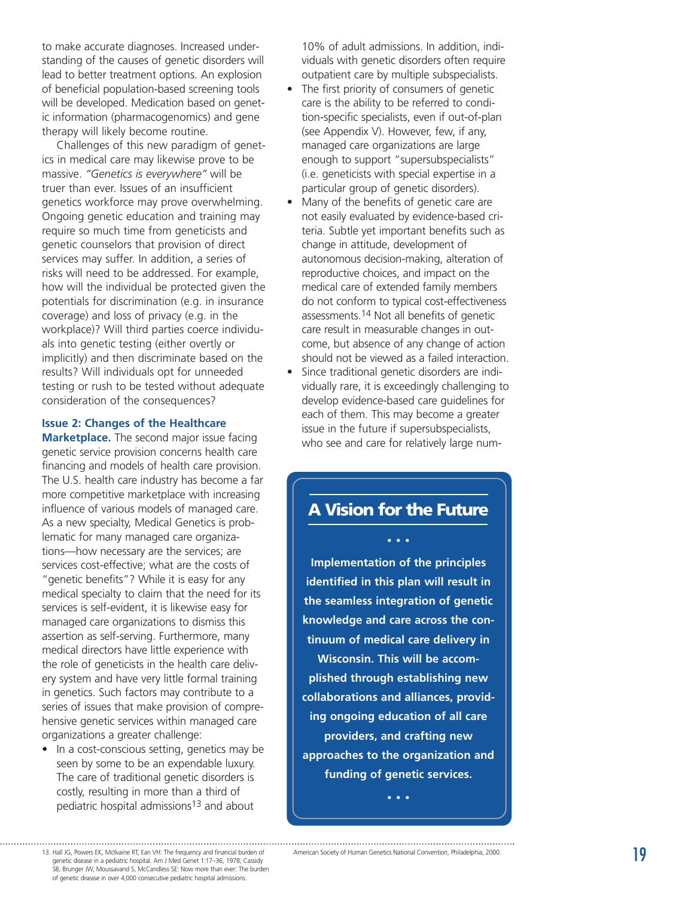to make accurate diagnoses. Increased understanding of the causes of genetic disorders will lead to better treatment options. An explosion of beneficial population-based screening tools will be developed. Medication based on genetic information (pharmacogenomics) and gene therapy will likely become routine.

Challenges of this new paradigm of genetics in medical care may likewise prove to be massive. *"Genetics is everywhere"* will be truer than ever. Issues of an insufficient genetics workforce may prove overwhelming. Ongoing genetic education and training may require so much time from geneticists and genetic counselors that provision of direct services may suffer. In addition, a series of risks will need to be addressed. For example, how will the individual be protected given the potentials for discrimination (e.g. in insurance coverage) and loss of privacy (e.g. in the workplace)? Will third parties coerce individuals into genetic testing (either overtly or implicitly) and then discriminate based on the results? Will individuals opt for unneeded testing or rush to be tested without adequate consideration of the consequences?

**Issue 2: Changes of the Healthcare Marketplace.** The second major issue facing genetic service provision concerns health care financing and models of health care provision. The U.S. health care industry has become a far more competitive marketplace with increasing influence of various models of managed care. As a new specialty, Medical Genetics is problematic for many managed care organizations—how necessary are the services; are services cost-effective; what are the costs of "genetic benefits"? While it is easy for any medical specialty to claim that the need for its services is self-evident, it is likewise easy for managed care organizations to dismiss this assertion as self-serving. Furthermore, many medical directors have little experience with the role of geneticists in the health care delivery system and have very little formal training in genetics. Such factors may contribute to a series of issues that make provision of comprehensive genetic services within managed care organizations a greater challenge:

- In a cost-conscious setting, genetics may be seen by some to be an expendable luxury. The care of traditional genetic disorders is costly, resulting in more than a third of pediatric hospital admissions[13] and about 10% of adult admissions. In addition, individuals with genetic disorders often require outpatient care by multiple subspecialists.
- The first priority of consumers of genetic care is the ability to be referred to condition-specific specialists, even if out-of-plan (see Appendix V). However, few, if any, managed care organizations are large enough to support "supersubspecialists" (i.e. geneticists with special expertise in a particular group of genetic disorders).
- Many of the benefits of genetic care are not easily evaluated by evidence-based criteria. Subtle yet important benefits such as change in attitude, development of autonomous decision-making, alteration of reproductive choices, and impact on the medical care of extended family members do not conform to typical cost-effectiveness assessments.[14] Not all benefits of genetic care result in measurable changes in outcome, but absence of any change of action should not be viewed as a failed interaction.
- Since traditional genetic disorders are individually rare, it is exceedingly challenging to develop evidence-based care guidelines for each of them. This may become a greater issue in the future if supersubspecialists, who see and care for relatively large num-

## A Vision for the Future

• • •

**Implementation of the principles identified in this plan will result in the seamless integration of genetic knowledge and care across the continuum of medical care delivery in Wisconsin. This will be accomplished through establishing new collaborations and alliances, providing ongoing education of all care providers, and crafting new approaches to the organization and funding of genetic services.**

• • •

13. Hall JG, Powers EK, McIlvaine RT, Ean VH: The frequency and financial burden of genetic disease in a pediatric hospital. Am J Med Genet 1:17–36, 1978; Cassidy SB, Brunger JW, Moussavand S, McCandless SE: Now more than ever: The burden of genetic disease in over 4,000 consecutive pediatric hospital admissions. American Society of Human Genetics National Convention, Philadelphia, 2000.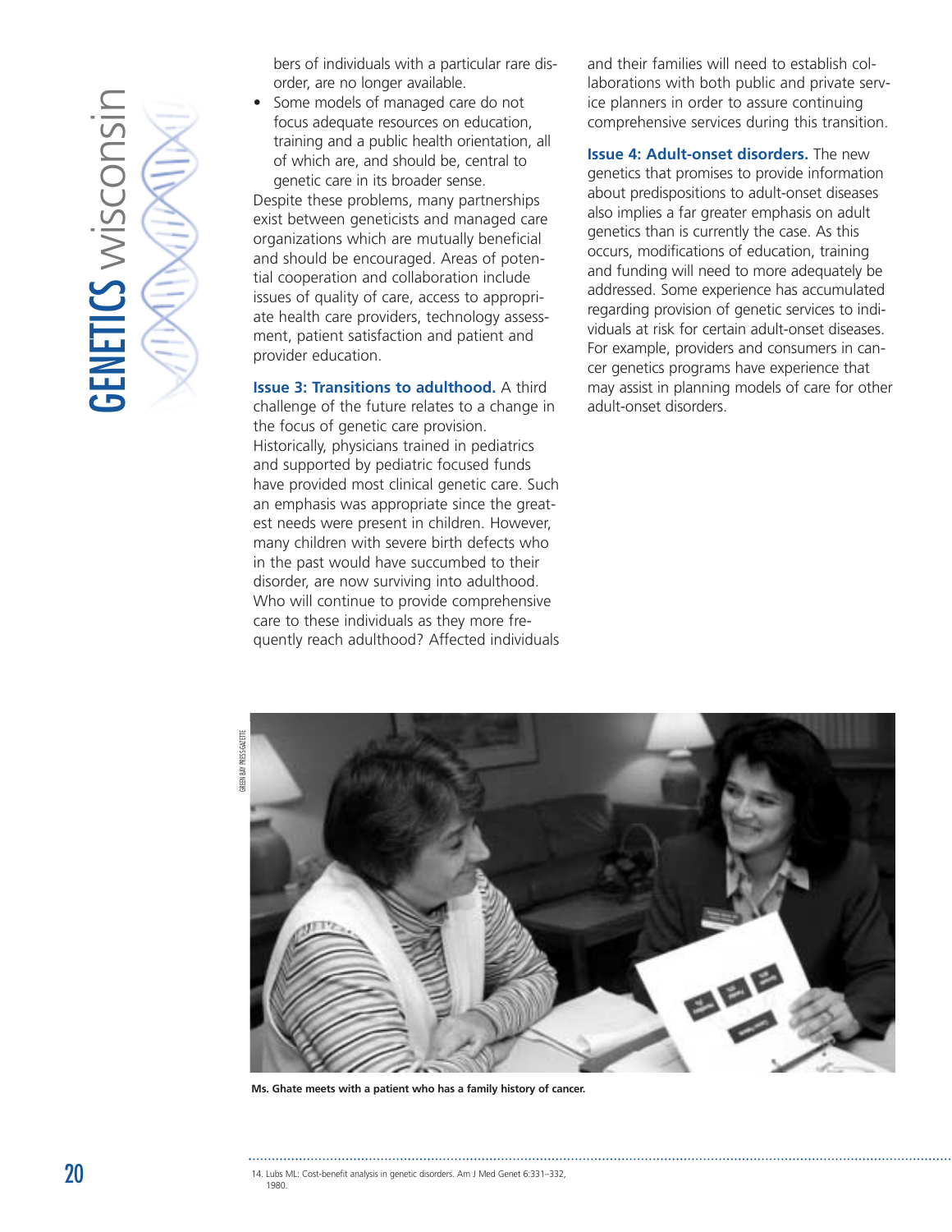bers of individuals with a particular rare disorder, are no longer available.

- Some models of managed care do not focus adequate resources on education, training and a public health orientation, all of which are, and should be, central to genetic care in its broader sense.

Despite these problems, many partnerships exist between geneticists and managed care organizations which are mutually beneficial and should be encouraged. Areas of potential cooperation and collaboration include issues of quality of care, access to appropriate health care providers, technology assessment, patient satisfaction and patient and provider education.

**Issue 3: Transitions to adulthood.** A third challenge of the future relates to a change in the focus of genetic care provision. Historically, physicians trained in pediatrics and supported by pediatric focused funds have provided most clinical genetic care. Such an emphasis was appropriate since the greatest needs were present in children. However, many children with severe birth defects who in the past would have succumbed to their disorder, are now surviving into adulthood. Who will continue to provide comprehensive care to these individuals as they more frequently reach adulthood? Affected individuals and their families will need to establish collaborations with both public and private service planners in order to assure continuing comprehensive services during this transition.

**Issue 4: Adult-onset disorders.** The new genetics that promises to provide information about predispositions to adult-onset diseases also implies a far greater emphasis on adult genetics than is currently the case. As this occurs, modifications of education, training and funding will need to more adequately be addressed. Some experience has accumulated regarding provision of genetic services to individuals at risk for certain adult-onset diseases. For example, providers and consumers in cancer genetics programs have experience that may assist in planning models of care for other adult-onset disorders.

GREEN BAY PRESS-GAZETTE

**Ms. Ghate meets with a patient who has a family history of cancer.**

14. Lubs ML: Cost-benefit analysis in genetic disorders. Am J Med Genet 6:331–332, 1980.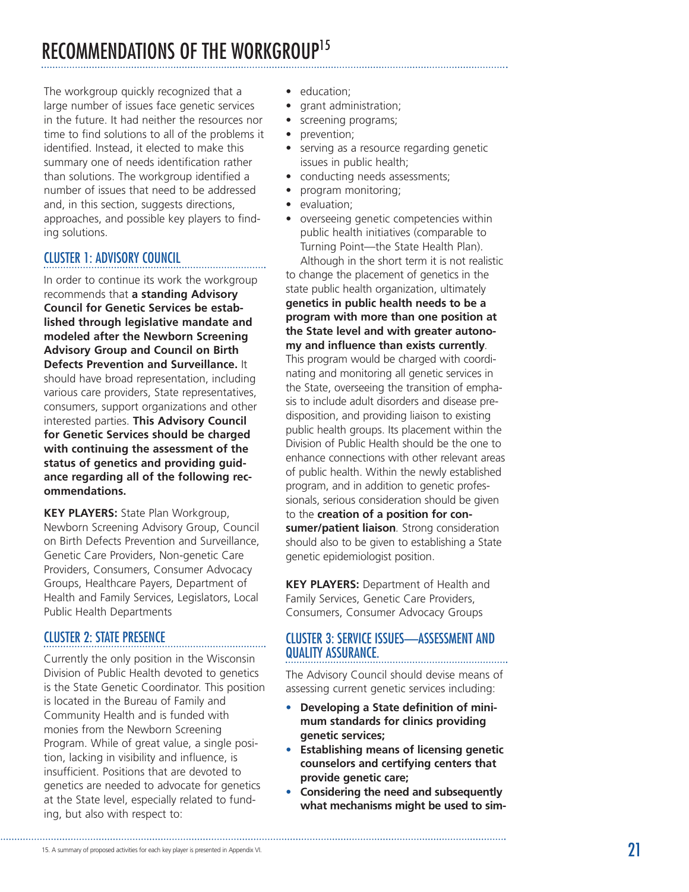# RECOMMENDATIONS OF THE WORKGROUP[15]

The workgroup quickly recognized that a large number of issues face genetic services in the future. It had neither the resources nor time to find solutions to all of the problems it identified. Instead, it elected to make this summary one of needs identification rather than solutions. The workgroup identified a number of issues that need to be addressed and, in this section, suggests directions, approaches, and possible key players to finding solutions.

## CLUSTER 1: ADVISORY COUNCIL

In order to continue its work the workgroup recommends that **a standing Advisory Council for Genetic Services be established through legislative mandate and modeled after the Newborn Screening Advisory Group and Council on Birth Defects Prevention and Surveillance.** It should have broad representation, including various care providers, State representatives, consumers, support organizations and other interested parties. **This Advisory Council for Genetic Services should be charged with continuing the assessment of the status of genetics and providing guidance regarding all of the following recommendations.**

**KEY PLAYERS:** State Plan Workgroup, Newborn Screening Advisory Group, Council on Birth Defects Prevention and Surveillance, Genetic Care Providers, Non-genetic Care Providers, Consumers, Consumer Advocacy Groups, Healthcare Payers, Department of Health and Family Services, Legislators, Local Public Health Departments

## CLUSTER 2: STATE PRESENCE

Currently the only position in the Wisconsin Division of Public Health devoted to genetics is the State Genetic Coordinator. This position is located in the Bureau of Family and Community Health and is funded with monies from the Newborn Screening Program. While of great value, a single position, lacking in visibility and influence, is insufficient. Positions that are devoted to genetics are needed to advocate for genetics at the State level, especially related to funding, but also with respect to:

- education;
- grant administration;
- screening programs;
- prevention;
- serving as a resource regarding genetic issues in public health;
- conducting needs assessments;
- program monitoring;
- evaluation;
- overseeing genetic competencies within public health initiatives (comparable to Turning Point—the State Health Plan).

Although in the short term it is not realistic to change the placement of genetics in the state public health organization, ultimately **genetics in public health needs to be a program with more than one position at the State level and with greater autonomy and influence than exists currently**. This program would be charged with coordinating and monitoring all genetic services in the State, overseeing the transition of emphasis to include adult disorders and disease predisposition, and providing liaison to existing public health groups. Its placement within the Division of Public Health should be the one to enhance connections with other relevant areas of public health. Within the newly established program, and in addition to genetic professionals, serious consideration should be given to the **creation of a position for consumer/patient liaison**. Strong consideration should also to be given to establishing a State genetic epidemiologist position.

**KEY PLAYERS:** Department of Health and Family Services, Genetic Care Providers, Consumers, Consumer Advocacy Groups

## CLUSTER 3: SERVICE ISSUES—ASSESSMENT AND QUALITY ASSURANCE.

The Advisory Council should devise means of assessing current genetic services including:

- **Developing a State definition of minimum standards for clinics providing genetic services;**
- **Establishing means of licensing genetic counselors and certifying centers that provide genetic care;**
- **Considering the need and subsequently what mechanisms might be used to sim-**

15. A summary of proposed activities for each key player is presented in Appendix VI.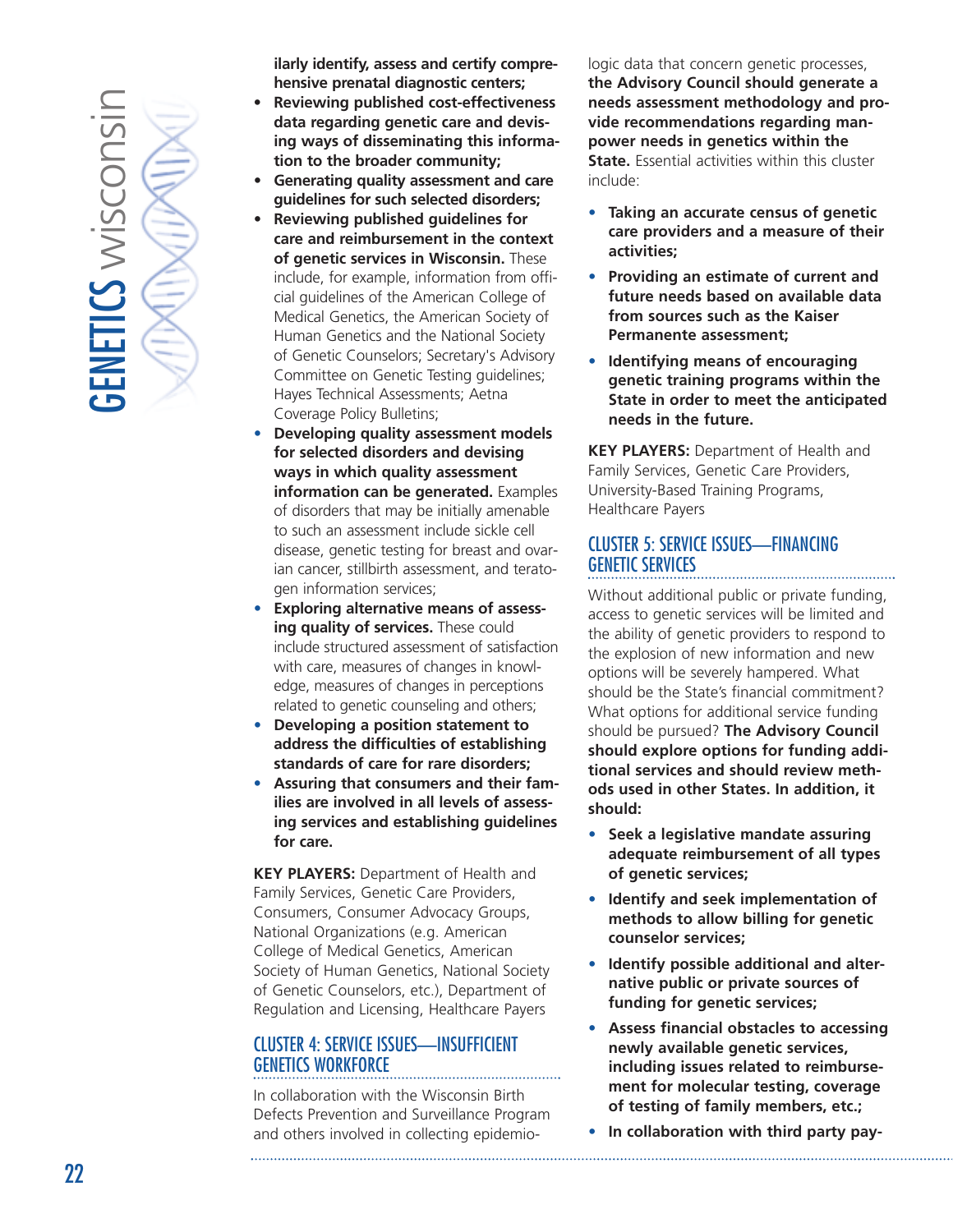**ilarly identify, assess and certify comprehensive prenatal diagnostic centers;**

- **Reviewing published cost-effectiveness data regarding genetic care and devising ways of disseminating this information to the broader community;**
- **Generating quality assessment and care guidelines for such selected disorders;**
- **Reviewing published guidelines for care and reimbursement in the context of genetic services in Wisconsin.** These include, for example, information from official guidelines of the American College of Medical Genetics, the American Society of Human Genetics and the National Society of Genetic Counselors; Secretary's Advisory Committee on Genetic Testing guidelines; Hayes Technical Assessments; Aetna Coverage Policy Bulletins;
- **Developing quality assessment models for selected disorders and devising ways in which quality assessment information can be generated.** Examples of disorders that may be initially amenable to such an assessment include sickle cell disease, genetic testing for breast and ovarian cancer, stillbirth assessment, and teratogen information services;
- **Exploring alternative means of assessing quality of services.** These could include structured assessment of satisfaction with care, measures of changes in knowledge, measures of changes in perceptions related to genetic counseling and others;
- **Developing a position statement to address the difficulties of establishing standards of care for rare disorders;**
- **Assuring that consumers and their families are involved in all levels of assessing services and establishing guidelines for care.**

**KEY PLAYERS:** Department of Health and Family Services, Genetic Care Providers, Consumers, Consumer Advocacy Groups, National Organizations (e.g. American College of Medical Genetics, American Society of Human Genetics, National Society of Genetic Counselors, etc.), Department of Regulation and Licensing, Healthcare Payers

## CLUSTER 4: SERVICE ISSUES—INSUFFICIENT GENETICS WORKFORCE

In collaboration with the Wisconsin Birth Defects Prevention and Surveillance Program and others involved in collecting epidemiologic data that concern genetic processes, **the Advisory Council should generate a needs assessment methodology and provide recommendations regarding manpower needs in genetics within the State.** Essential activities within this cluster include:

- **Taking an accurate census of genetic care providers and a measure of their activities;**
- **Providing an estimate of current and future needs based on available data from sources such as the Kaiser Permanente assessment;**
- **Identifying means of encouraging genetic training programs within the State in order to meet the anticipated needs in the future.**

**KEY PLAYERS:** Department of Health and Family Services, Genetic Care Providers, University-Based Training Programs, Healthcare Payers

## CLUSTER 5: SERVICE ISSUES—FINANCING GENETIC SERVICES

Without additional public or private funding, access to genetic services will be limited and the ability of genetic providers to respond to the explosion of new information and new options will be severely hampered. What should be the State's financial commitment? What options for additional service funding should be pursued? **The Advisory Council should explore options for funding additional services and should review methods used in other States. In addition, it should:**

- **Seek a legislative mandate assuring adequate reimbursement of all types of genetic services;**
- **Identify and seek implementation of methods to allow billing for genetic counselor services;**
- **Identify possible additional and alternative public or private sources of funding for genetic services;**
- **Assess financial obstacles to accessing newly available genetic services, including issues related to reimbursement for molecular testing, coverage of testing of family members, etc.;**
- **In collaboration with third party pay-**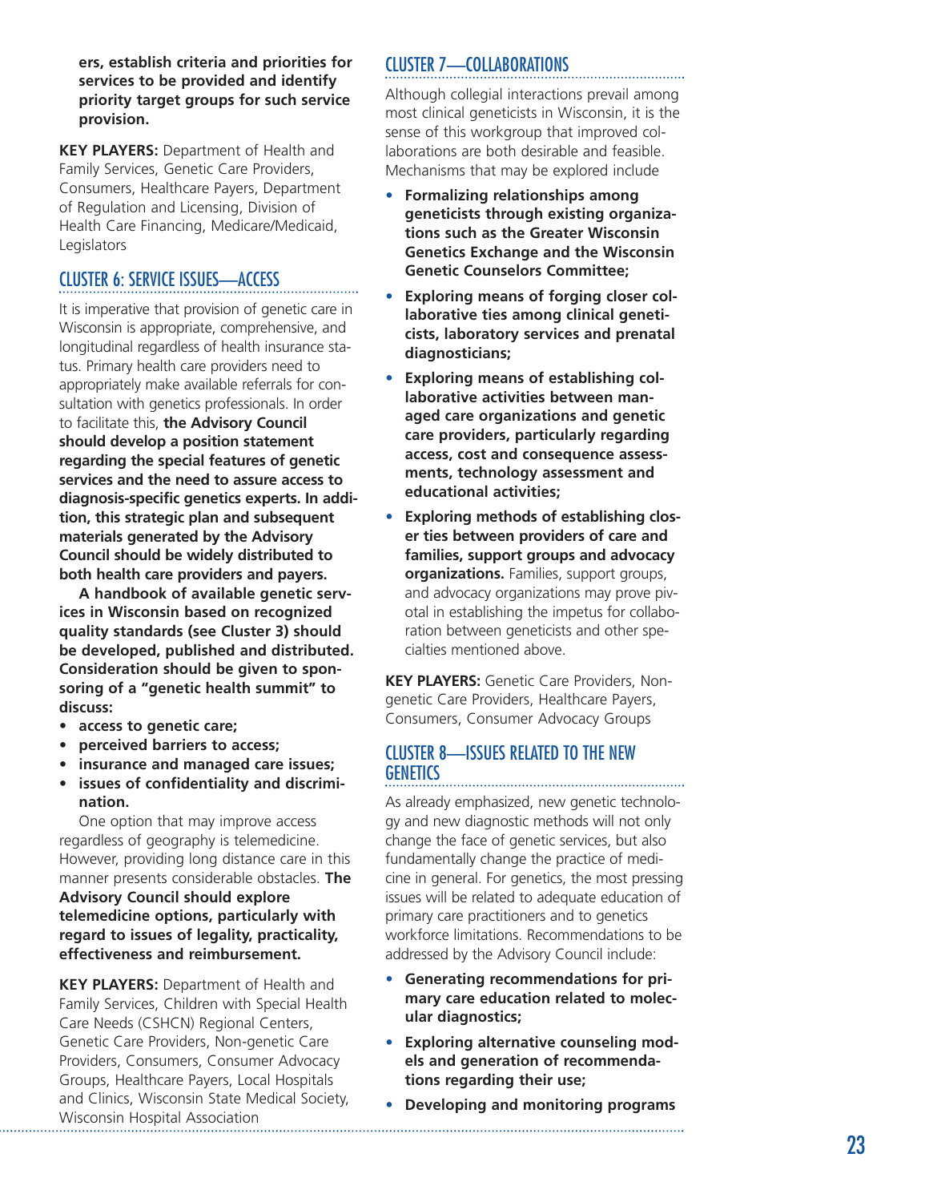**ers, establish criteria and priorities for services to be provided and identify priority target groups for such service provision.**

**KEY PLAYERS:** Department of Health and Family Services, Genetic Care Providers, Consumers, Healthcare Payers, Department of Regulation and Licensing, Division of Health Care Financing, Medicare/Medicaid, Legislators

## CLUSTER 6: SERVICE ISSUES—ACCESS

It is imperative that provision of genetic care in Wisconsin is appropriate, comprehensive, and longitudinal regardless of health insurance status. Primary health care providers need to appropriately make available referrals for consultation with genetics professionals. In order to facilitate this, **the Advisory Council should develop a position statement regarding the special features of genetic services and the need to assure access to diagnosis-specific genetics experts. In addition, this strategic plan and subsequent materials generated by the Advisory Council should be widely distributed to both health care providers and payers.**

**A handbook of available genetic services in Wisconsin based on recognized quality standards (see Cluster 3) should be developed, published and distributed. Consideration should be given to sponsoring of a "genetic health summit" to discuss:**

- **access to genetic care;**
- **perceived barriers to access;**
- **insurance and managed care issues;**
- **issues of confidentiality and discrimination.**

One option that may improve access regardless of geography is telemedicine. However, providing long distance care in this manner presents considerable obstacles. **The Advisory Council should explore telemedicine options, particularly with regard to issues of legality, practicality, effectiveness and reimbursement.**

**KEY PLAYERS:** Department of Health and Family Services, Children with Special Health Care Needs (CSHCN) Regional Centers, Genetic Care Providers, Non-genetic Care Providers, Consumers, Consumer Advocacy Groups, Healthcare Payers, Local Hospitals and Clinics, Wisconsin State Medical Society, Wisconsin Hospital Association

## CLUSTER 7—COLLABORATIONS

Although collegial interactions prevail among most clinical geneticists in Wisconsin, it is the sense of this workgroup that improved collaborations are both desirable and feasible. Mechanisms that may be explored include

- **Formalizing relationships among geneticists through existing organizations such as the Greater Wisconsin Genetics Exchange and the Wisconsin Genetic Counselors Committee;**
- **Exploring means of forging closer collaborative ties among clinical geneticists, laboratory services and prenatal diagnosticians;**
- **Exploring means of establishing collaborative activities between managed care organizations and genetic care providers, particularly regarding access, cost and consequence assessments, technology assessment and educational activities;**
- **Exploring methods of establishing closer ties between providers of care and families, support groups and advocacy organizations.** Families, support groups, and advocacy organizations may prove pivotal in establishing the impetus for collaboration between geneticists and other specialties mentioned above.

**KEY PLAYERS:** Genetic Care Providers, Non-genetic Care Providers, Healthcare Payers, Consumers, Consumer Advocacy Groups

## CLUSTER 8—ISSUES RELATED TO THE NEW GENETICS

As already emphasized, new genetic technology and new diagnostic methods will not only change the face of genetic services, but also fundamentally change the practice of medicine in general. For genetics, the most pressing issues will be related to adequate education of primary care practitioners and to genetics workforce limitations. Recommendations to be addressed by the Advisory Council include:

- **Generating recommendations for primary care education related to molecular diagnostics;**
- **Exploring alternative counseling models and generation of recommendations regarding their use;**
- **Developing and monitoring programs**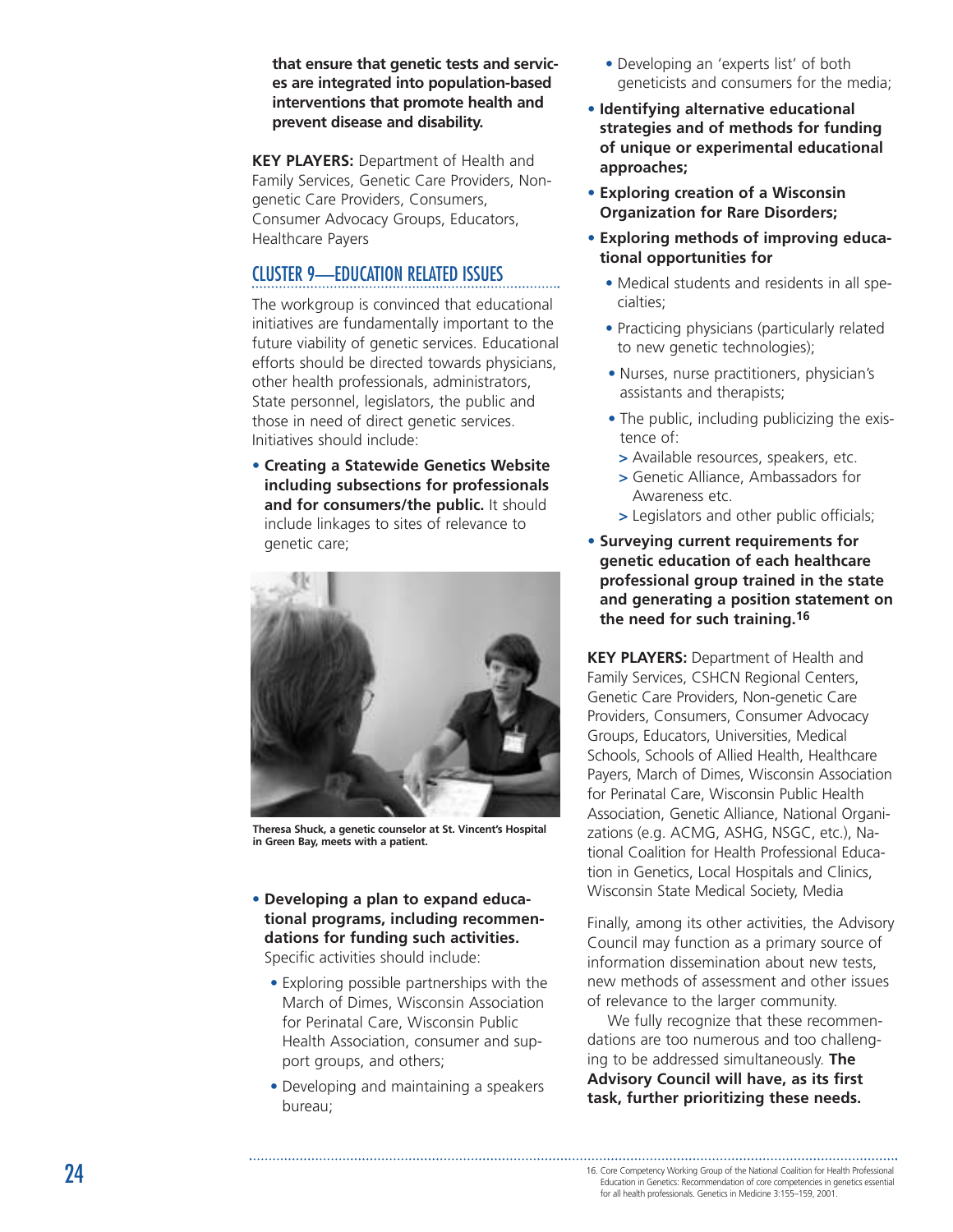**that ensure that genetic tests and services are integrated into population-based interventions that promote health and prevent disease and disability.**

**KEY PLAYERS:** Department of Health and Family Services, Genetic Care Providers, Non-genetic Care Providers, Consumers, Consumer Advocacy Groups, Educators, Healthcare Payers

## CLUSTER 9—EDUCATION RELATED ISSUES

The workgroup is convinced that educational initiatives are fundamentally important to the future viability of genetic services. Educational efforts should be directed towards physicians, other health professionals, administrators, State personnel, legislators, the public and those in need of direct genetic services. Initiatives should include:

- **Creating a Statewide Genetics Website including subsections for professionals and for consumers/the public.** It should include linkages to sites of relevance to genetic care;

Theresa Shuck, a genetic counselor at St. Vincent's Hospital in Green Bay, meets with a patient.

- **Developing a plan to expand educational programs, including recommendations for funding such activities.** Specific activities should include:
  - Exploring possible partnerships with the March of Dimes, Wisconsin Association for Perinatal Care, Wisconsin Public Health Association, consumer and support groups, and others;
  - Developing and maintaining a speakers bureau;
  - Developing an 'experts list' of both geneticists and consumers for the media;
- **Identifying alternative educational strategies and of methods for funding of unique or experimental educational approaches;**
- **Exploring creation of a Wisconsin Organization for Rare Disorders;**
- **Exploring methods of improving educational opportunities for**
  - Medical students and residents in all specialties;
  - Practicing physicians (particularly related to new genetic technologies);
  - Nurses, nurse practitioners, physician's assistants and therapists;
  - The public, including publicizing the existence of:
    - > Available resources, speakers, etc.
    - > Genetic Alliance, Ambassadors for Awareness etc.
    - > Legislators and other public officials;
- **Surveying current requirements for genetic education of each healthcare professional group trained in the state and generating a position statement on the need for such training.**[16]

**KEY PLAYERS:** Department of Health and Family Services, CSHCN Regional Centers, Genetic Care Providers, Non-genetic Care Providers, Consumers, Consumer Advocacy Groups, Educators, Universities, Medical Schools, Schools of Allied Health, Healthcare Payers, March of Dimes, Wisconsin Association for Perinatal Care, Wisconsin Public Health Association, Genetic Alliance, National Organizations (e.g. ACMG, ASHG, NSGC, etc.), National Coalition for Health Professional Education in Genetics, Local Hospitals and Clinics, Wisconsin State Medical Society, Media

Finally, among its other activities, the Advisory Council may function as a primary source of information dissemination about new tests, new methods of assessment and other issues of relevance to the larger community.

We fully recognize that these recommendations are too numerous and too challenging to be addressed simultaneously. **The Advisory Council will have, as its first task, further prioritizing these needs.**

16. Core Competency Working Group of the National Coalition for Health Professional Education in Genetics: Recommendation of core competencies in genetics essential for all health professionals. Genetics in Medicine 3:155–159, 2001.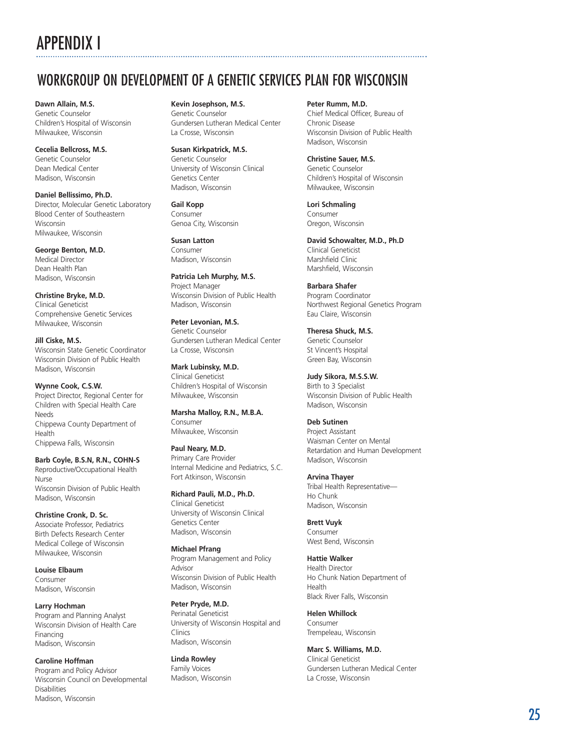# APPENDIX I

## WORKGROUP ON DEVELOPMENT OF A GENETIC SERVICES PLAN FOR WISCONSIN

**Dawn Allain, M.S.**
Genetic Counselor
Children's Hospital of Wisconsin
Milwaukee, Wisconsin

**Cecelia Bellcross, M.S.**
Genetic Counselor
Dean Medical Center
Madison, Wisconsin

**Daniel Bellissimo, Ph.D.**
Director, Molecular Genetic Laboratory
Blood Center of Southeastern Wisconsin
Milwaukee, Wisconsin

**George Benton, M.D.**
Medical Director
Dean Health Plan
Madison, Wisconsin

**Christine Bryke, M.D.**
Clinical Geneticist
Comprehensive Genetic Services
Milwaukee, Wisconsin

**Jill Ciske, M.S.**
Wisconsin State Genetic Coordinator
Wisconsin Division of Public Health
Madison, Wisconsin

**Wynne Cook, C.S.W.**
Project Director, Regional Center for Children with Special Health Care Needs
Chippewa County Department of Health
Chippewa Falls, Wisconsin

**Barb Coyle, B.S.N, R.N., COHN-S**
Reproductive/Occupational Health Nurse
Wisconsin Division of Public Health
Madison, Wisconsin

**Christine Cronk, D. Sc.**
Associate Professor, Pediatrics
Birth Defects Research Center
Medical College of Wisconsin
Milwaukee, Wisconsin

**Louise Elbaum**
Consumer
Madison, Wisconsin

**Larry Hochman**
Program and Planning Analyst
Wisconsin Division of Health Care Financing
Madison, Wisconsin

**Caroline Hoffman**
Program and Policy Advisor
Wisconsin Council on Developmental Disabilities
Madison, Wisconsin

**Kevin Josephson, M.S.**
Genetic Counselor
Gundersen Lutheran Medical Center
La Crosse, Wisconsin

**Susan Kirkpatrick, M.S.**
Genetic Counselor
University of Wisconsin Clinical Genetics Center
Madison, Wisconsin

**Gail Kopp**
Consumer
Genoa City, Wisconsin

**Susan Latton**
Consumer
Madison, Wisconsin

**Patricia Leh Murphy, M.S.**
Project Manager
Wisconsin Division of Public Health
Madison, Wisconsin

**Peter Levonian, M.S.**
Genetic Counselor
Gundersen Lutheran Medical Center
La Crosse, Wisconsin

**Mark Lubinsky, M.D.**
Clinical Geneticist
Children's Hospital of Wisconsin
Milwaukee, Wisconsin

**Marsha Malloy, R.N., M.B.A.**
Consumer
Milwaukee, Wisconsin

**Paul Neary, M.D.**
Primary Care Provider
Internal Medicine and Pediatrics, S.C.
Fort Atkinson, Wisconsin

**Richard Pauli, M.D., Ph.D.**
Clinical Geneticist
University of Wisconsin Clinical Genetics Center
Madison, Wisconsin

**Michael Pfrang**
Program Management and Policy Advisor
Wisconsin Division of Public Health
Madison, Wisconsin

**Peter Pryde, M.D.**
Perinatal Geneticist
University of Wisconsin Hospital and Clinics
Madison, Wisconsin

**Linda Rowley**
Family Voices
Madison, Wisconsin

**Peter Rumm, M.D.**
Chief Medical Officer, Bureau of Chronic Disease
Wisconsin Division of Public Health
Madison, Wisconsin

**Christine Sauer, M.S.**
Genetic Counselor
Children's Hospital of Wisconsin
Milwaukee, Wisconsin

**Lori Schmaling**
Consumer
Oregon, Wisconsin

**David Schowalter, M.D., Ph.D**
Clinical Geneticist
Marshfield Clinic
Marshfield, Wisconsin

**Barbara Shafer**
Program Coordinator
Northwest Regional Genetics Program
Eau Claire, Wisconsin

**Theresa Shuck, M.S.**
Genetic Counselor
St Vincent's Hospital
Green Bay, Wisconsin

**Judy Sikora, M.S.S.W.**
Birth to 3 Specialist
Wisconsin Division of Public Health
Madison, Wisconsin

**Deb Sutinen**
Project Assistant
Waisman Center on Mental Retardation and Human Development
Madison, Wisconsin

**Arvina Thayer**
Tribal Health Representative—Ho Chunk
Madison, Wisconsin

**Brett Vuyk**
Consumer
West Bend, Wisconsin

**Hattie Walker**
Health Director
Ho Chunk Nation Department of Health
Black River Falls, Wisconsin

**Helen Whillock**
Consumer
Trempeleau, Wisconsin

**Marc S. Williams, M.D.**
Clinical Geneticist
Gundersen Lutheran Medical Center
La Crosse, Wisconsin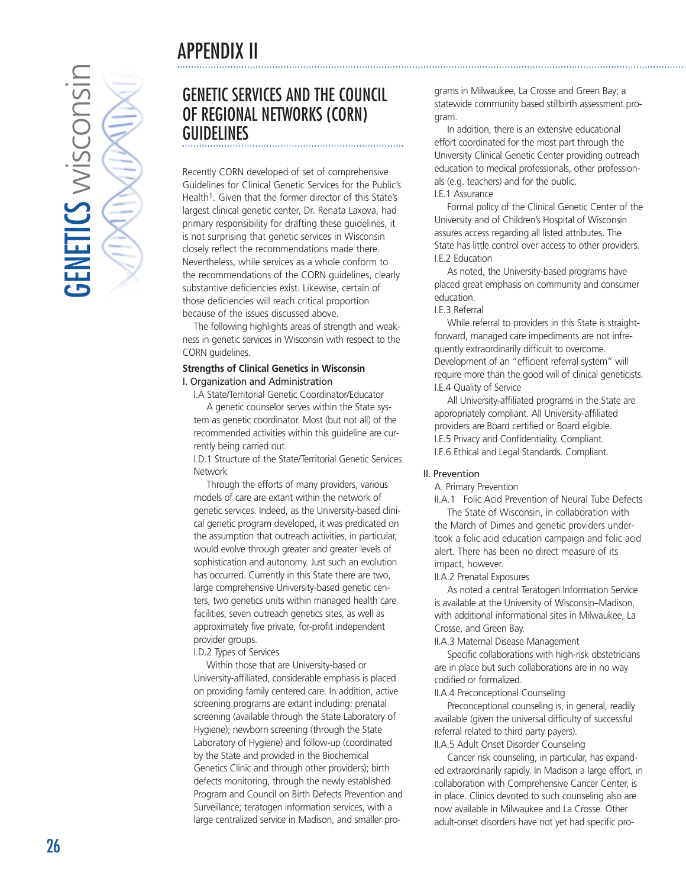# APPENDIX II

## GENETIC SERVICES AND THE COUNCIL OF REGIONAL NETWORKS (CORN) GUIDELINES

Recently CORN developed of set of comprehensive Guidelines for Clinical Genetic Services for the Public's Health[1]. Given that the former director of this State's largest clinical genetic center, Dr. Renata Laxova, had primary responsibility for drafting these guidelines, it is not surprising that genetic services in Wisconsin closely reflect the recommendations made there. Nevertheless, while services as a whole conform to the recommendations of the CORN guidelines, clearly substantive deficiencies exist. Likewise, certain of those deficiencies will reach critical proportion because of the issues discussed above.

The following highlights areas of strength and weakness in genetic services in Wisconsin with respect to the CORN guidelines.

**Strengths of Clinical Genetics in Wisconsin**

I. Organization and Administration

I.A State/Territorial Genetic Coordinator/Educator

A genetic counselor serves within the State system as genetic coordinator. Most (but not all) of the recommended activities within this guideline are currently being carried out.

I.D.1 Structure of the State/Territorial Genetic Services Network

Through the efforts of many providers, various models of care are extant within the network of genetic services. Indeed, as the University-based clinical genetic program developed, it was predicated on the assumption that outreach activities, in particular, would evolve through greater and greater levels of sophistication and autonomy. Just such an evolution has occurred. Currently in this State there are two, large comprehensive University-based genetic centers, two genetics units within managed health care facilities, seven outreach genetics sites, as well as approximately five private, for-profit independent provider groups.

I.D.2 Types of Services

Within those that are University-based or University-affiliated, considerable emphasis is placed on providing family centered care. In addition, active screening programs are extant including: prenatal screening (available through the State Laboratory of Hygiene); newborn screening (through the State Laboratory of Hygiene) and follow-up (coordinated by the State and provided in the Biochemical Genetics Clinic and through other providers); birth defects monitoring, through the newly established Program and Council on Birth Defects Prevention and Surveillance; teratogen information services, with a large centralized service in Madison, and smaller programs in Milwaukee, La Crosse and Green Bay; a statewide community based stillbirth assessment program.

In addition, there is an extensive educational effort coordinated for the most part through the University Clinical Genetic Center providing outreach education to medical professionals, other professionals (e.g. teachers) and for the public.

I.E.1 Assurance

Formal policy of the Clinical Genetic Center of the University and of Children's Hospital of Wisconsin assures access regarding all listed attributes. The State has little control over access to other providers.

I.E.2 Education

As noted, the University-based programs have placed great emphasis on community and consumer education.

I.E.3 Referral

While referral to providers in this State is straightforward, managed care impediments are not infrequently extraordinarily difficult to overcome. Development of an "efficient referral system" will require more than the good will of clinical geneticists.

I.E.4 Quality of Service

All University-affiliated programs in the State are appropriately compliant. All University-affiliated providers are Board certified or Board eligible.

I.E.5 Privacy and Confidentiality. Compliant.

I.E.6 Ethical and Legal Standards. Compliant.

II. Prevention

A. Primary Prevention

II.A.1 Folic Acid Prevention of Neural Tube Defects

The State of Wisconsin, in collaboration with the March of Dimes and genetic providers undertook a folic acid education campaign and folic acid alert. There has been no direct measure of its impact, however.

II.A.2 Prenatal Exposures

As noted a central Teratogen Information Service is available at the University of Wisconsin–Madison, with additional informational sites in Milwaukee, La Crosse, and Green Bay.

II.A.3 Maternal Disease Management

Specific collaborations with high-risk obstetricians are in place but such collaborations are in no way codified or formalized.

II.A.4 Preconceptional Counseling

Preconceptional counseling is, in general, readily available (given the universal difficulty of successful referral related to third party payers).

II.A.5 Adult Onset Disorder Counseling

Cancer risk counseling, in particular, has expanded extraordinarily rapidly. In Madison a large effort, in collaboration with Comprehensive Cancer Center, is in place. Clinics devoted to such counseling also are now available in Milwaukee and La Crosse. Other adult-onset disorders have not yet had specific pro-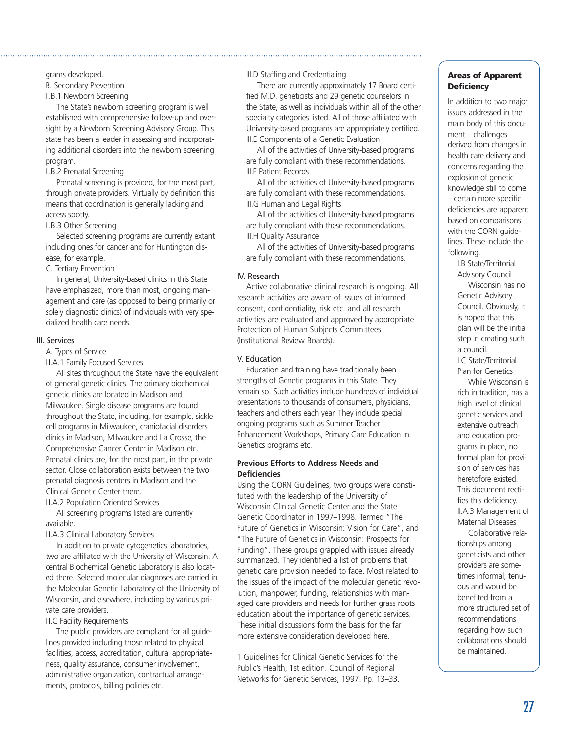grams developed.

B. Secondary Prevention

II.B.1 Newborn Screening

The State's newborn screening program is well established with comprehensive follow-up and oversight by a Newborn Screening Advisory Group. This state has been a leader in assessing and incorporating additional disorders into the newborn screening program.

II.B.2 Prenatal Screening

Prenatal screening is provided, for the most part, through private providers. Virtually by definition this means that coordination is generally lacking and access spotty.

II.B.3 Other Screening

Selected screening programs are currently extant including ones for cancer and for Huntington disease, for example.

C. Tertiary Prevention

In general, University-based clinics in this State have emphasized, more than most, ongoing management and care (as opposed to being primarily or solely diagnostic clinics) of individuals with very specialized health care needs.

## III. Services

A. Types of Service

III.A.1 Family Focused Services

All sites throughout the State have the equivalent of general genetic clinics. The primary biochemical genetic clinics are located in Madison and Milwaukee. Single disease programs are found throughout the State, including, for example, sickle cell programs in Milwaukee, craniofacial disorders clinics in Madison, Milwaukee and La Crosse, the Comprehensive Cancer Center in Madison etc. Prenatal clinics are, for the most part, in the private sector. Close collaboration exists between the two prenatal diagnosis centers in Madison and the Clinical Genetic Center there.

III.A.2 Population Oriented Services

All screening programs listed are currently available.

III.A.3 Clinical Laboratory Services

In addition to private cytogenetics laboratories, two are affiliated with the University of Wisconsin. A central Biochemical Genetic Laboratory is also located there. Selected molecular diagnoses are carried in the Molecular Genetic Laboratory of the University of Wisconsin, and elsewhere, including by various private care providers.

III.C Facility Requirements

The public providers are compliant for all guidelines provided including those related to physical facilities, access, accreditation, cultural appropriateness, quality assurance, consumer involvement, administrative organization, contractual arrangements, protocols, billing policies etc.

III.D Staffing and Credentialing

There are currently approximately 17 Board certified M.D. geneticists and 29 genetic counselors in the State, as well as individuals within all of the other specialty categories listed. All of those affiliated with University-based programs are appropriately certified.

III.E Components of a Genetic Evaluation

All of the activities of University-based programs are fully compliant with these recommendations.

III.F Patient Records

All of the activities of University-based programs are fully compliant with these recommendations.

III.G Human and Legal Rights

All of the activities of University-based programs are fully compliant with these recommendations.

III.H Quality Assurance

All of the activities of University-based programs are fully compliant with these recommendations.

## IV. Research

Active collaborative clinical research is ongoing. All research activities are aware of issues of informed consent, confidentiality, risk etc. and all research activities are evaluated and approved by appropriate Protection of Human Subjects Committees (Institutional Review Boards).

## V. Education

Education and training have traditionally been strengths of Genetic programs in this State. They remain so. Such activities include hundreds of individual presentations to thousands of consumers, physicians, teachers and others each year. They include special ongoing programs such as Summer Teacher Enhancement Workshops, Primary Care Education in Genetics programs etc.

### Previous Efforts to Address Needs and Deficiencies

Using the CORN Guidelines, two groups were constituted with the leadership of the University of Wisconsin Clinical Genetic Center and the State Genetic Coordinator in 1997–1998. Termed "The Future of Genetics in Wisconsin: Vision for Care", and "The Future of Genetics in Wisconsin: Prospects for Funding". These groups grappled with issues already summarized. They identified a list of problems that genetic care provision needed to face. Most related to the issues of the impact of the molecular genetic revolution, manpower, funding, relationships with managed care providers and needs for further grass roots education about the importance of genetic services. These initial discussions form the basis for the far more extensive consideration developed here.

1 Guidelines for Clinical Genetic Services for the Public's Health, 1st edition. Council of Regional Networks for Genetic Services, 1997. Pp. 13–33.

### Areas of Apparent Deficiency

In addition to two major issues addressed in the main body of this document – challenges derived from changes in health care delivery and concerns regarding the explosion of genetic knowledge still to come – certain more specific deficiencies are apparent based on comparisons with the CORN guidelines. These include the following.

I.B State/Territorial Advisory Council

Wisconsin has no Genetic Advisory Council. Obviously, it is hoped that this plan will be the initial step in creating such a council.

I.C State/Territorial Plan for Genetics

While Wisconsin is rich in tradition, has a high level of clinical genetic services and extensive outreach and education programs in place, no formal plan for provision of services has heretofore existed. This document rectifies this deficiency.

II.A.3 Management of Maternal Diseases

Collaborative relationships among geneticists and other providers are sometimes informal, tenuous and would be benefited from a more structured set of recommendations regarding how such collaborations should be maintained.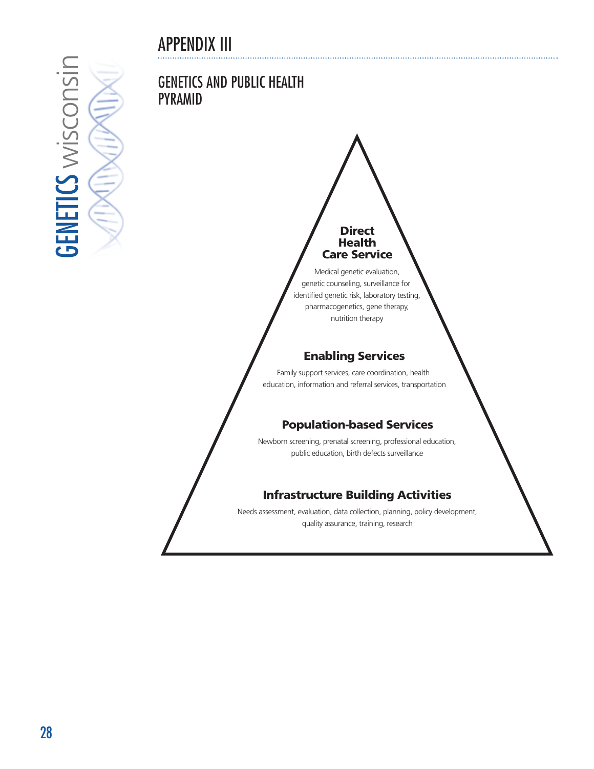# APPENDIX III

## GENETICS AND PUBLIC HEALTH PYRAMID

**Direct Health Care Service**

Medical genetic evaluation, genetic counseling, surveillance for identified genetic risk, laboratory testing, pharmacogenetics, gene therapy, nutrition therapy

**Enabling Services**

Family support services, care coordination, health education, information and referral services, transportation

**Population-based Services**

Newborn screening, prenatal screening, professional education, public education, birth defects surveillance

**Infrastructure Building Activities**

Needs assessment, evaluation, data collection, planning, policy development, quality assurance, training, research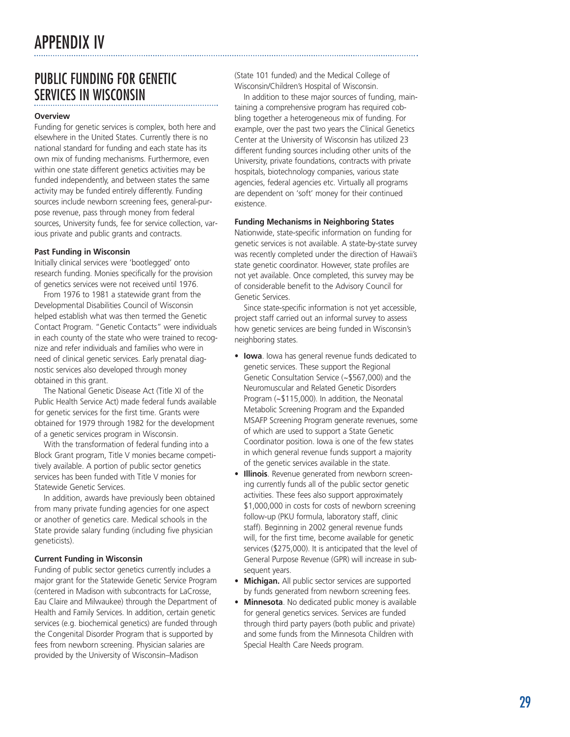# APPENDIX IV

## PUBLIC FUNDING FOR GENETIC SERVICES IN WISCONSIN

**Overview**

Funding for genetic services is complex, both here and elsewhere in the United States. Currently there is no national standard for funding and each state has its own mix of funding mechanisms. Furthermore, even within one state different genetics activities may be funded independently, and between states the same activity may be funded entirely differently. Funding sources include newborn screening fees, general-purpose revenue, pass through money from federal sources, University funds, fee for service collection, various private and public grants and contracts.

**Past Funding in Wisconsin**

Initially clinical services were 'bootlegged' onto research funding. Monies specifically for the provision of genetics services were not received until 1976.

From 1976 to 1981 a statewide grant from the Developmental Disabilities Council of Wisconsin helped establish what was then termed the Genetic Contact Program. "Genetic Contacts" were individuals in each county of the state who were trained to recognize and refer individuals and families who were in need of clinical genetic services. Early prenatal diagnostic services also developed through money obtained in this grant.

The National Genetic Disease Act (Title XI of the Public Health Service Act) made federal funds available for genetic services for the first time. Grants were obtained for 1979 through 1982 for the development of a genetic services program in Wisconsin.

With the transformation of federal funding into a Block Grant program, Title V monies became competitively available. A portion of public sector genetics services has been funded with Title V monies for Statewide Genetic Services.

In addition, awards have previously been obtained from many private funding agencies for one aspect or another of genetics care. Medical schools in the State provide salary funding (including five physician geneticists).

**Current Funding in Wisconsin**

Funding of public sector genetics currently includes a major grant for the Statewide Genetic Service Program (centered in Madison with subcontracts for LaCrosse, Eau Claire and Milwaukee) through the Department of Health and Family Services. In addition, certain genetic services (e.g. biochemical genetics) are funded through the Congenital Disorder Program that is supported by fees from newborn screening. Physician salaries are provided by the University of Wisconsin–Madison (State 101 funded) and the Medical College of Wisconsin/Children's Hospital of Wisconsin.

In addition to these major sources of funding, maintaining a comprehensive program has required cobbling together a heterogeneous mix of funding. For example, over the past two years the Clinical Genetics Center at the University of Wisconsin has utilized 23 different funding sources including other units of the University, private foundations, contracts with private hospitals, biotechnology companies, various state agencies, federal agencies etc. Virtually all programs are dependent on 'soft' money for their continued existence.

**Funding Mechanisms in Neighboring States**

Nationwide, state-specific information on funding for genetic services is not available. A state-by-state survey was recently completed under the direction of Hawaii's state genetic coordinator. However, state profiles are not yet available. Once completed, this survey may be of considerable benefit to the Advisory Council for Genetic Services.

Since state-specific information is not yet accessible, project staff carried out an informal survey to assess how genetic services are being funded in Wisconsin's neighboring states.

- **Iowa**. Iowa has general revenue funds dedicated to genetic services. These support the Regional Genetic Consultation Service (~$567,000) and the Neuromuscular and Related Genetic Disorders Program (~$115,000). In addition, the Neonatal Metabolic Screening Program and the Expanded MSAFP Screening Program generate revenues, some of which are used to support a State Genetic Coordinator position. Iowa is one of the few states in which general revenue funds support a majority of the genetic services available in the state.
- **Illinois**. Revenue generated from newborn screening currently funds all of the public sector genetic activities. These fees also support approximately $1,000,000 in costs for costs of newborn screening follow-up (PKU formula, laboratory staff, clinic staff). Beginning in 2002 general revenue funds will, for the first time, become available for genetic services ($275,000). It is anticipated that the level of General Purpose Revenue (GPR) will increase in subsequent years.
- **Michigan.** All public sector services are supported by funds generated from newborn screening fees.
- **Minnesota**. No dedicated public money is available for general genetics services. Services are funded through third party payers (both public and private) and some funds from the Minnesota Children with Special Health Care Needs program.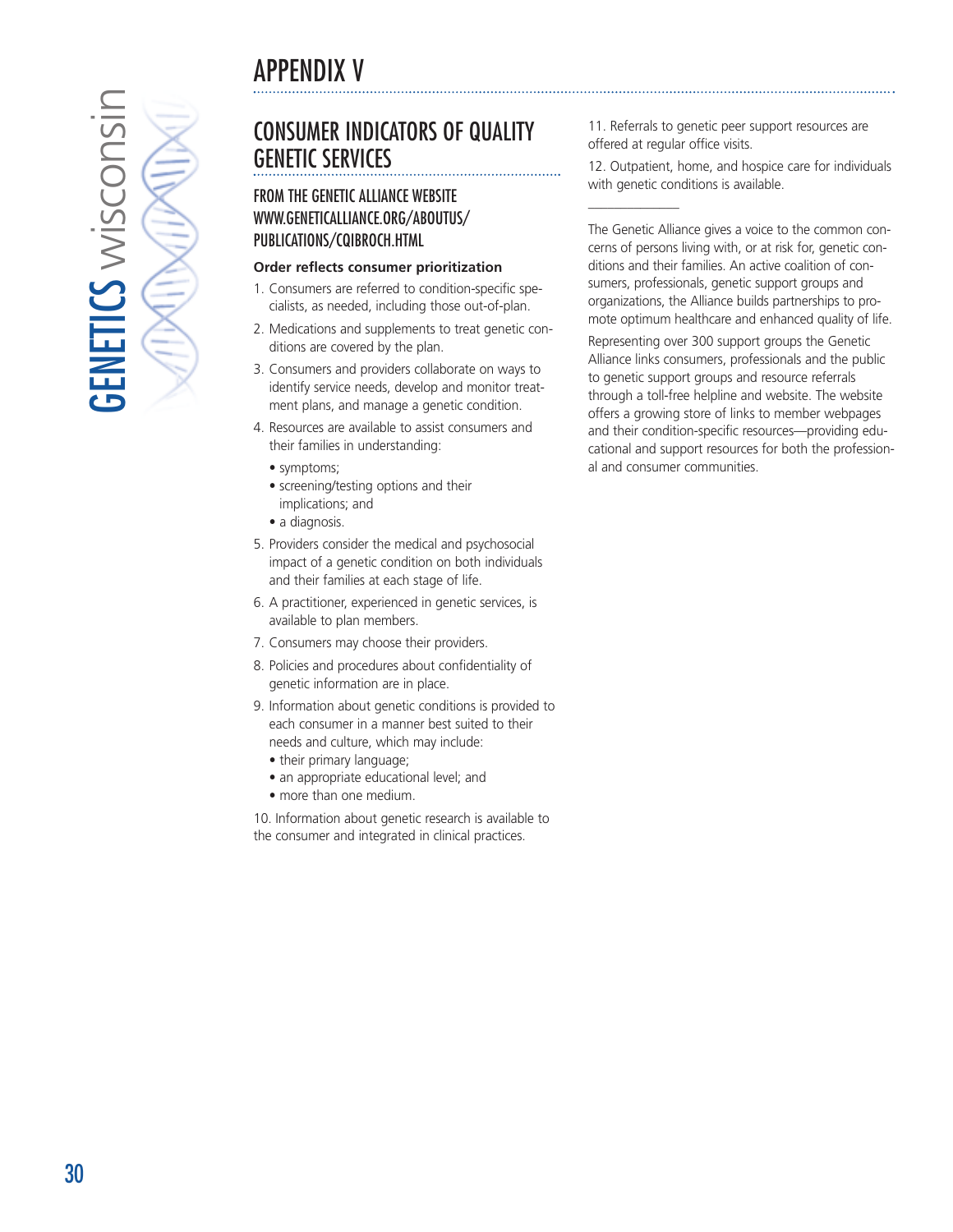# APPENDIX V

## CONSUMER INDICATORS OF QUALITY GENETIC SERVICES

### FROM THE GENETIC ALLIANCE WEBSITE WWW.GENETICALLIANCE.ORG/ABOUTUS/PUBLICATIONS/CQIBROCH.HTML

**Order reflects consumer prioritization**

1. Consumers are referred to condition-specific specialists, as needed, including those out-of-plan.
2. Medications and supplements to treat genetic conditions are covered by the plan.
3. Consumers and providers collaborate on ways to identify service needs, develop and monitor treatment plans, and manage a genetic condition.
4. Resources are available to assist consumers and their families in understanding:
   - symptoms;
   - screening/testing options and their implications; and
   - a diagnosis.
5. Providers consider the medical and psychosocial impact of a genetic condition on both individuals and their families at each stage of life.
6. A practitioner, experienced in genetic services, is available to plan members.
7. Consumers may choose their providers.
8. Policies and procedures about confidentiality of genetic information are in place.
9. Information about genetic conditions is provided to each consumer in a manner best suited to their needs and culture, which may include:
   - their primary language;
   - an appropriate educational level; and
   - more than one medium.
10. Information about genetic research is available to the consumer and integrated in clinical practices.
11. Referrals to genetic peer support resources are offered at regular office visits.
12. Outpatient, home, and hospice care for individuals with genetic conditions is available.

---

The Genetic Alliance gives a voice to the common concerns of persons living with, or at risk for, genetic conditions and their families. An active coalition of consumers, professionals, genetic support groups and organizations, the Alliance builds partnerships to promote optimum healthcare and enhanced quality of life.

Representing over 300 support groups the Genetic Alliance links consumers, professionals and the public to genetic support groups and resource referrals through a toll-free helpline and website. The website offers a growing store of links to member webpages and their condition-specific resources—providing educational and support resources for both the professional and consumer communities.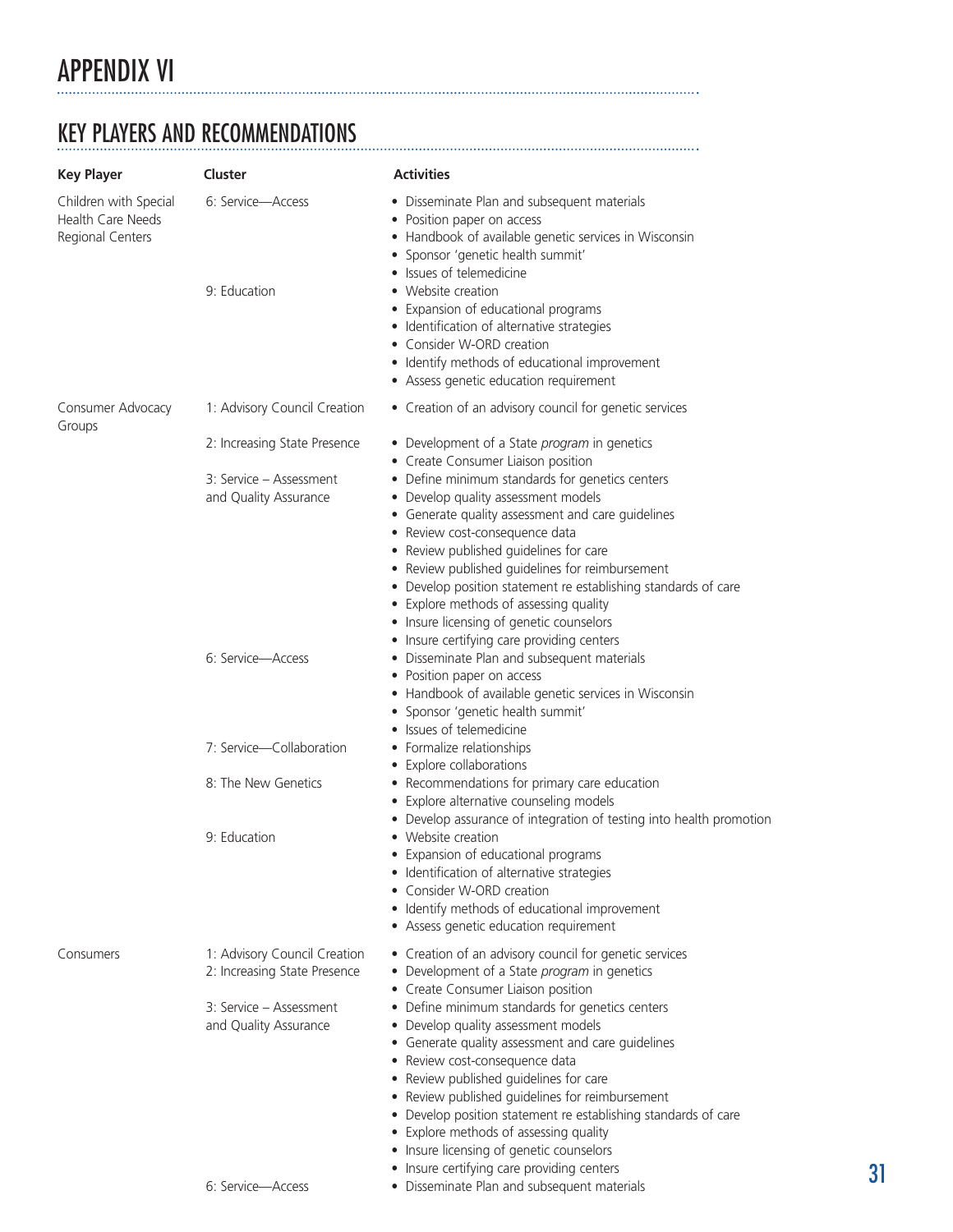# APPENDIX VI

## KEY PLAYERS AND RECOMMENDATIONS

| Key Player | Cluster | Activities |
| --- | --- | --- |
| Children with Special Health Care Needs Regional Centers | 6: Service—Access | • Disseminate Plan and subsequent materials<br>• Position paper on access<br>• Handbook of available genetic services in Wisconsin<br>• Sponsor 'genetic health summit'<br>• Issues of telemedicine |
| | 9: Education | • Website creation<br>• Expansion of educational programs<br>• Identification of alternative strategies<br>• Consider W-ORD creation<br>• Identify methods of educational improvement<br>• Assess genetic education requirement |
| Consumer Advocacy Groups | 1: Advisory Council Creation | • Creation of an advisory council for genetic services |
| | 2: Increasing State Presence | • Development of a State *program* in genetics<br>• Create Consumer Liaison position |
| | 3: Service – Assessment and Quality Assurance | • Define minimum standards for genetics centers<br>• Develop quality assessment models<br>• Generate quality assessment and care guidelines<br>• Review cost-consequence data<br>• Review published guidelines for care<br>• Review published guidelines for reimbursement<br>• Develop position statement re establishing standards of care<br>• Explore methods of assessing quality<br>• Insure licensing of genetic counselors<br>• Insure certifying care providing centers |
| | 6: Service—Access | • Disseminate Plan and subsequent materials<br>• Position paper on access<br>• Handbook of available genetic services in Wisconsin<br>• Sponsor 'genetic health summit'<br>• Issues of telemedicine |
| | 7: Service—Collaboration | • Formalize relationships<br>• Explore collaborations |
| | 8: The New Genetics | • Recommendations for primary care education<br>• Explore alternative counseling models<br>• Develop assurance of integration of testing into health promotion |
| | 9: Education | • Website creation<br>• Expansion of educational programs<br>• Identification of alternative strategies<br>• Consider W-ORD creation<br>• Identify methods of educational improvement<br>• Assess genetic education requirement |
| Consumers | 1: Advisory Council Creation | • Creation of an advisory council for genetic services |
| | 2: Increasing State Presence | • Development of a State *program* in genetics<br>• Create Consumer Liaison position |
| | 3: Service – Assessment and Quality Assurance | • Define minimum standards for genetics centers<br>• Develop quality assessment models<br>• Generate quality assessment and care guidelines<br>• Review cost-consequence data<br>• Review published guidelines for care<br>• Review published guidelines for reimbursement<br>• Develop position statement re establishing standards of care<br>• Explore methods of assessing quality<br>• Insure licensing of genetic counselors<br>• Insure certifying care providing centers |
| | 6: Service—Access | • Disseminate Plan and subsequent materials |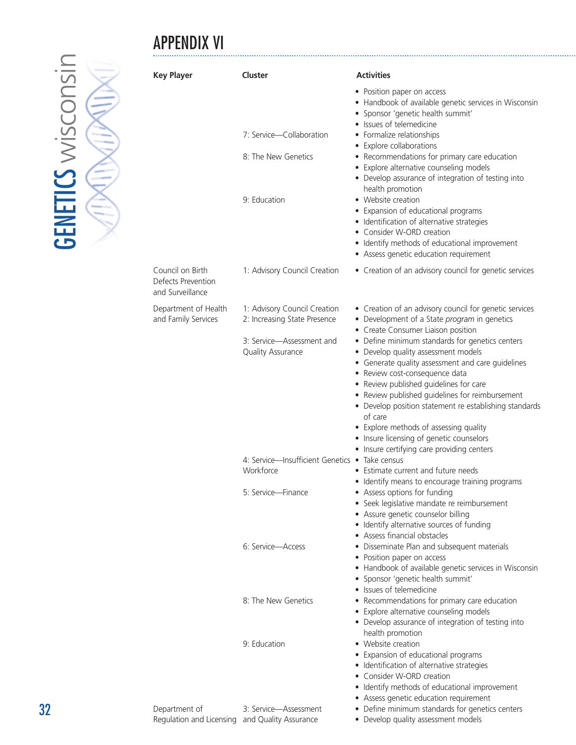# APPENDIX VI

| Key Player | Cluster | Activities |
|---|---|---|
| | | • Position paper on access<br>• Handbook of available genetic services in Wisconsin<br>• Sponsor 'genetic health summit'<br>• Issues of telemedicine |
| | 7: Service—Collaboration | • Formalize relationships<br>• Explore collaborations |
| | 8: The New Genetics | • Recommendations for primary care education<br>• Explore alternative counseling models<br>• Develop assurance of integration of testing into health promotion |
| | 9: Education | • Website creation<br>• Expansion of educational programs<br>• Identification of alternative strategies<br>• Consider W-ORD creation<br>• Identify methods of educational improvement<br>• Assess genetic education requirement |
| Council on Birth Defects Prevention and Surveillance | 1: Advisory Council Creation | • Creation of an advisory council for genetic services |
| Department of Health and Family Services | 1: Advisory Council Creation<br>2: Increasing State Presence | • Creation of an advisory council for genetic services<br>• Development of a State *program* in genetics<br>• Create Consumer Liaison position |
| | 3: Service—Assessment and Quality Assurance | • Define minimum standards for genetics centers<br>• Develop quality assessment models<br>• Generate quality assessment and care guidelines<br>• Review cost-consequence data<br>• Review published guidelines for care<br>• Review published guidelines for reimbursement<br>• Develop position statement re establishing standards of care<br>• Explore methods of assessing quality<br>• Insure licensing of genetic counselors<br>• Insure certifying care providing centers |
| | 4: Service—Insufficient Genetics Workforce | • Take census<br>• Estimate current and future needs<br>• Identify means to encourage training programs |
| | 5: Service—Finance | • Assess options for funding<br>• Seek legislative mandate re reimbursement<br>• Assure genetic counselor billing<br>• Identify alternative sources of funding<br>• Assess financial obstacles |
| | 6: Service—Access | • Disseminate Plan and subsequent materials<br>• Position paper on access<br>• Handbook of available genetic services in Wisconsin<br>• Sponsor 'genetic health summit'<br>• Issues of telemedicine |
| | 8: The New Genetics | • Recommendations for primary care education<br>• Explore alternative counseling models<br>• Develop assurance of integration of testing into health promotion |
| | 9: Education | • Website creation<br>• Expansion of educational programs<br>• Identification of alternative strategies<br>• Consider W-ORD creation<br>• Identify methods of educational improvement<br>• Assess genetic education requirement |
| Department of Regulation and Licensing | 3: Service—Assessment and Quality Assurance | • Define minimum standards for genetics centers<br>• Develop quality assessment models |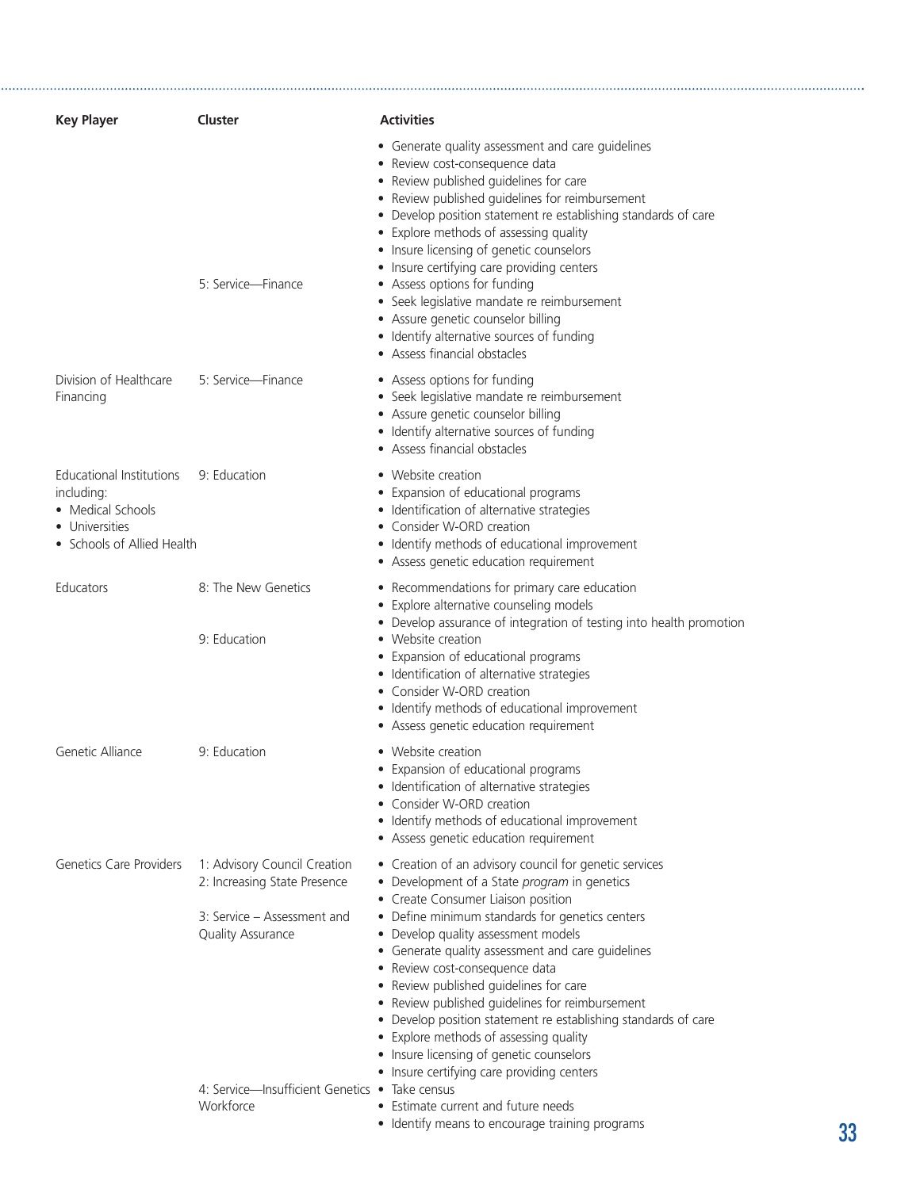| Key Player | Cluster | Activities |
| --- | --- | --- |
| | | • Generate quality assessment and care guidelines<br>• Review cost-consequence data<br>• Review published guidelines for care<br>• Review published guidelines for reimbursement<br>• Develop position statement re establishing standards of care<br>• Explore methods of assessing quality<br>• Insure licensing of genetic counselors<br>• Insure certifying care providing centers |
| | 5: Service—Finance | • Assess options for funding<br>• Seek legislative mandate re reimbursement<br>• Assure genetic counselor billing<br>• Identify alternative sources of funding<br>• Assess financial obstacles |
| Division of Healthcare Financing | 5: Service—Finance | • Assess options for funding<br>• Seek legislative mandate re reimbursement<br>• Assure genetic counselor billing<br>• Identify alternative sources of funding<br>• Assess financial obstacles |
| Educational Institutions including:<br>• Medical Schools<br>• Universities<br>• Schools of Allied Health | 9: Education | • Website creation<br>• Expansion of educational programs<br>• Identification of alternative strategies<br>• Consider W-ORD creation<br>• Identify methods of educational improvement<br>• Assess genetic education requirement |
| Educators | 8: The New Genetics | • Recommendations for primary care education<br>• Explore alternative counseling models<br>• Develop assurance of integration of testing into health promotion |
| | 9: Education | • Website creation<br>• Expansion of educational programs<br>• Identification of alternative strategies<br>• Consider W-ORD creation<br>• Identify methods of educational improvement<br>• Assess genetic education requirement |
| Genetic Alliance | 9: Education | • Website creation<br>• Expansion of educational programs<br>• Identification of alternative strategies<br>• Consider W-ORD creation<br>• Identify methods of educational improvement<br>• Assess genetic education requirement |
| Genetics Care Providers | 1: Advisory Council Creation | • Creation of an advisory council for genetic services |
| | 2: Increasing State Presence | • Development of a State *program* in genetics<br>• Create Consumer Liaison position |
| | 3: Service – Assessment and Quality Assurance | • Define minimum standards for genetics centers<br>• Develop quality assessment models<br>• Generate quality assessment and care guidelines<br>• Review cost-consequence data<br>• Review published guidelines for care<br>• Review published guidelines for reimbursement<br>• Develop position statement re establishing standards of care<br>• Explore methods of assessing quality<br>• Insure licensing of genetic counselors<br>• Insure certifying care providing centers |
| | 4: Service—Insufficient Genetics Workforce | • Take census<br>• Estimate current and future needs<br>• Identify means to encourage training programs |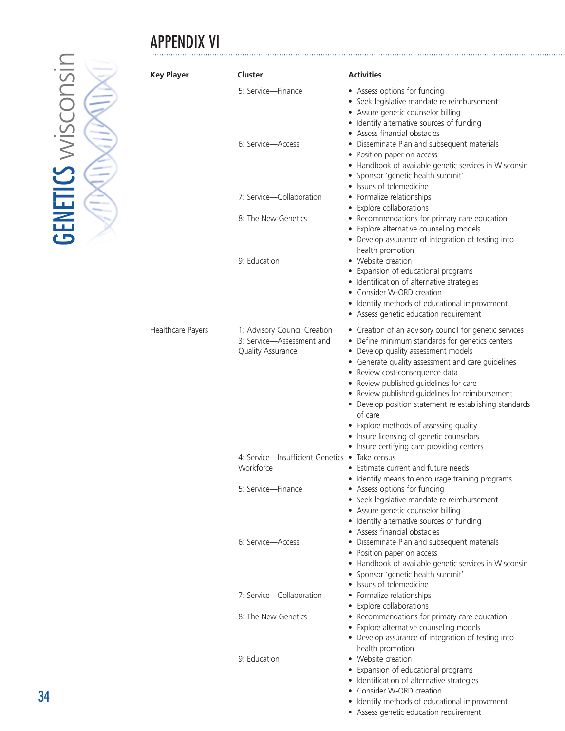# APPENDIX VI

| Key Player | Cluster | Activities |
|---|---|---|
| | 5: Service—Finance | • Assess options for funding<br>• Seek legislative mandate re reimbursement<br>• Assure genetic counselor billing<br>• Identify alternative sources of funding<br>• Assess financial obstacles |
| | 6: Service—Access | • Disseminate Plan and subsequent materials<br>• Position paper on access<br>• Handbook of available genetic services in Wisconsin<br>• Sponsor 'genetic health summit'<br>• Issues of telemedicine |
| | 7: Service—Collaboration | • Formalize relationships<br>• Explore collaborations |
| | 8: The New Genetics | • Recommendations for primary care education<br>• Explore alternative counseling models<br>• Develop assurance of integration of testing into health promotion |
| | 9: Education | • Website creation<br>• Expansion of educational programs<br>• Identification of alternative strategies<br>• Consider W-ORD creation<br>• Identify methods of educational improvement<br>• Assess genetic education requirement |
| Healthcare Payers | 1: Advisory Council Creation<br>3: Service—Assessment and Quality Assurance | • Creation of an advisory council for genetic services<br>• Define minimum standards for genetics centers<br>• Develop quality assessment models<br>• Generate quality assessment and care guidelines<br>• Review cost-consequence data<br>• Review published guidelines for care<br>• Review published guidelines for reimbursement<br>• Develop position statement re establishing standards of care<br>• Explore methods of assessing quality<br>• Insure licensing of genetic counselors<br>• Insure certifying care providing centers |
| | 4: Service—Insufficient Genetics Workforce | • Take census<br>• Estimate current and future needs<br>• Identify means to encourage training programs |
| | 5: Service—Finance | • Assess options for funding<br>• Seek legislative mandate re reimbursement<br>• Assure genetic counselor billing<br>• Identify alternative sources of funding<br>• Assess financial obstacles |
| | 6: Service—Access | • Disseminate Plan and subsequent materials<br>• Position paper on access<br>• Handbook of available genetic services in Wisconsin<br>• Sponsor 'genetic health summit'<br>• Issues of telemedicine |
| | 7: Service—Collaboration | • Formalize relationships<br>• Explore collaborations |
| | 8: The New Genetics | • Recommendations for primary care education<br>• Explore alternative counseling models<br>• Develop assurance of integration of testing into health promotion |
| | 9: Education | • Website creation<br>• Expansion of educational programs<br>• Identification of alternative strategies<br>• Consider W-ORD creation<br>• Identify methods of educational improvement<br>• Assess genetic education requirement |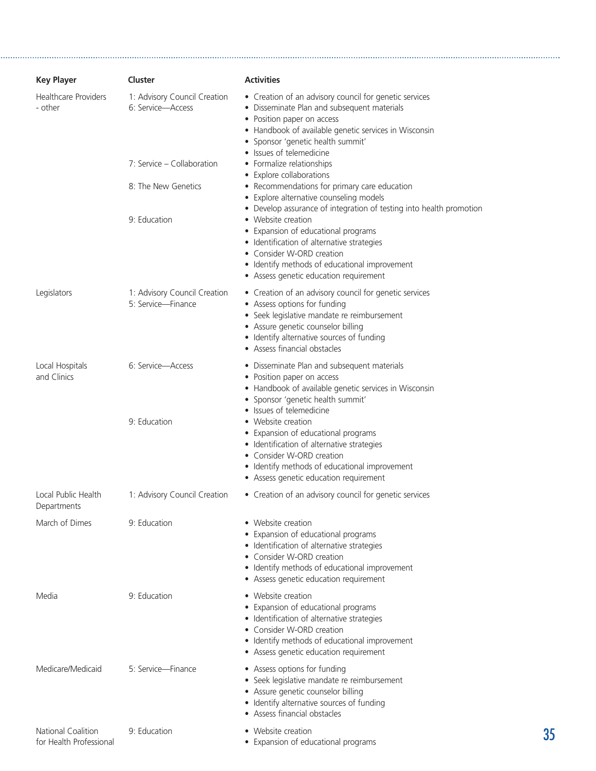| Key Player | Cluster | Activities |
| --- | --- | --- |
| Healthcare Providers - other | 1: Advisory Council Creation<br>6: Service—Access | • Creation of an advisory council for genetic services<br>• Disseminate Plan and subsequent materials<br>• Position paper on access<br>• Handbook of available genetic services in Wisconsin<br>• Sponsor 'genetic health summit'<br>• Issues of telemedicine |
| | 7: Service – Collaboration | • Formalize relationships<br>• Explore collaborations |
| | 8: The New Genetics | • Recommendations for primary care education<br>• Explore alternative counseling models<br>• Develop assurance of integration of testing into health promotion |
| | 9: Education | • Website creation<br>• Expansion of educational programs<br>• Identification of alternative strategies<br>• Consider W-ORD creation<br>• Identify methods of educational improvement<br>• Assess genetic education requirement |
| Legislators | 1: Advisory Council Creation<br>5: Service—Finance | • Creation of an advisory council for genetic services<br>• Assess options for funding<br>• Seek legislative mandate re reimbursement<br>• Assure genetic counselor billing<br>• Identify alternative sources of funding<br>• Assess financial obstacles |
| Local Hospitals and Clinics | 6: Service—Access | • Disseminate Plan and subsequent materials<br>• Position paper on access<br>• Handbook of available genetic services in Wisconsin<br>• Sponsor 'genetic health summit'<br>• Issues of telemedicine |
| | 9: Education | • Website creation<br>• Expansion of educational programs<br>• Identification of alternative strategies<br>• Consider W-ORD creation<br>• Identify methods of educational improvement<br>• Assess genetic education requirement |
| Local Public Health Departments | 1: Advisory Council Creation | • Creation of an advisory council for genetic services |
| March of Dimes | 9: Education | • Website creation<br>• Expansion of educational programs<br>• Identification of alternative strategies<br>• Consider W-ORD creation<br>• Identify methods of educational improvement<br>• Assess genetic education requirement |
| Media | 9: Education | • Website creation<br>• Expansion of educational programs<br>• Identification of alternative strategies<br>• Consider W-ORD creation<br>• Identify methods of educational improvement<br>• Assess genetic education requirement |
| Medicare/Medicaid | 5: Service—Finance | • Assess options for funding<br>• Seek legislative mandate re reimbursement<br>• Assure genetic counselor billing<br>• Identify alternative sources of funding<br>• Assess financial obstacles |
| National Coalition for Health Professional | 9: Education | • Website creation<br>• Expansion of educational programs |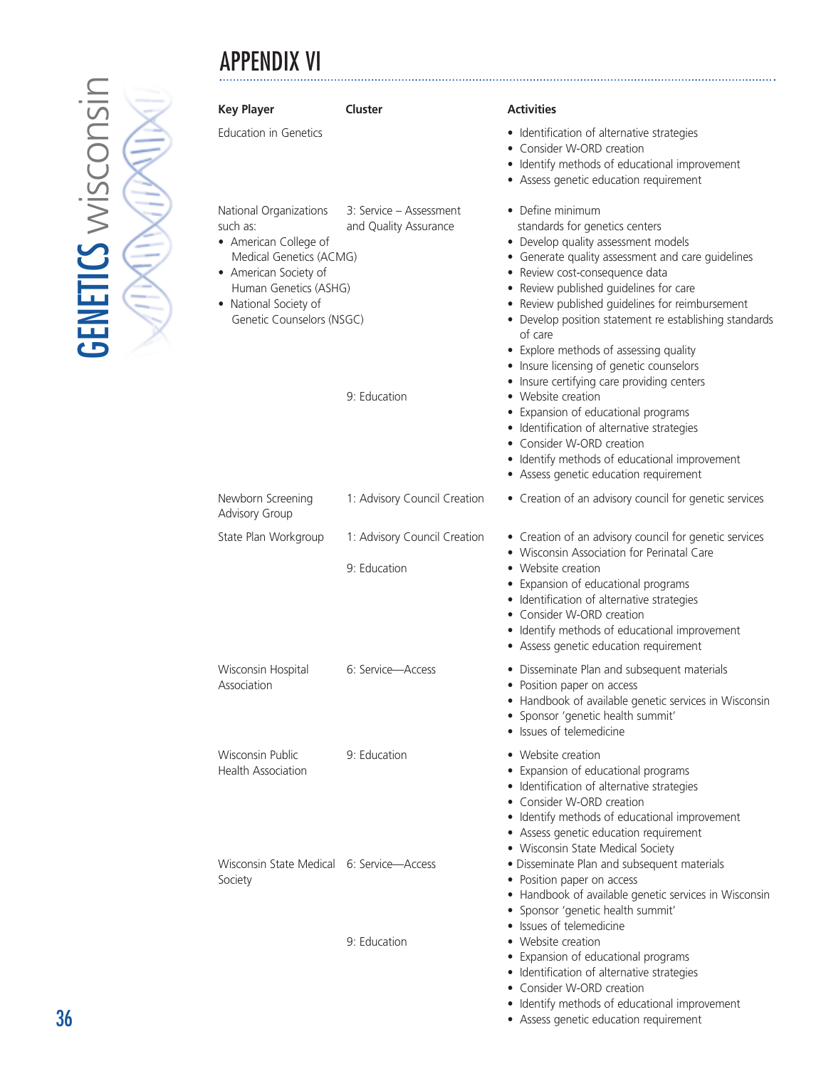# APPENDIX VI

| Key Player | Cluster | Activities |
|---|---|---|
| Education in Genetics | | • Identification of alternative strategies<br>• Consider W-ORD creation<br>• Identify methods of educational improvement<br>• Assess genetic education requirement |
| National Organizations such as:<br>• American College of Medical Genetics (ACMG)<br>• American Society of Human Genetics (ASHG)<br>• National Society of Genetic Counselors (NSGC) | 3: Service – Assessment and Quality Assurance | • Define minimum standards for genetics centers<br>• Develop quality assessment models<br>• Generate quality assessment and care guidelines<br>• Review cost-consequence data<br>• Review published guidelines for care<br>• Review published guidelines for reimbursement<br>• Develop position statement re establishing standards of care<br>• Explore methods of assessing quality<br>• Insure licensing of genetic counselors<br>• Insure certifying care providing centers |
| | 9: Education | • Website creation<br>• Expansion of educational programs<br>• Identification of alternative strategies<br>• Consider W-ORD creation<br>• Identify methods of educational improvement<br>• Assess genetic education requirement |
| Newborn Screening Advisory Group | 1: Advisory Council Creation | • Creation of an advisory council for genetic services |
| State Plan Workgroup | 1: Advisory Council Creation | • Creation of an advisory council for genetic services<br>• Wisconsin Association for Perinatal Care |
| | 9: Education | • Website creation<br>• Expansion of educational programs<br>• Identification of alternative strategies<br>• Consider W-ORD creation<br>• Identify methods of educational improvement<br>• Assess genetic education requirement |
| Wisconsin Hospital Association | 6: Service—Access | • Disseminate Plan and subsequent materials<br>• Position paper on access<br>• Handbook of available genetic services in Wisconsin<br>• Sponsor 'genetic health summit'<br>• Issues of telemedicine |
| Wisconsin Public Health Association | 9: Education | • Website creation<br>• Expansion of educational programs<br>• Identification of alternative strategies<br>• Consider W-ORD creation<br>• Identify methods of educational improvement<br>• Assess genetic education requirement<br>• Wisconsin State Medical Society |
| Wisconsin State Medical Society | 6: Service—Access | • Disseminate Plan and subsequent materials<br>• Position paper on access<br>• Handbook of available genetic services in Wisconsin<br>• Sponsor 'genetic health summit'<br>• Issues of telemedicine |
| | 9: Education | • Website creation<br>• Expansion of educational programs<br>• Identification of alternative strategies<br>• Consider W-ORD creation<br>• Identify methods of educational improvement<br>• Assess genetic education requirement |